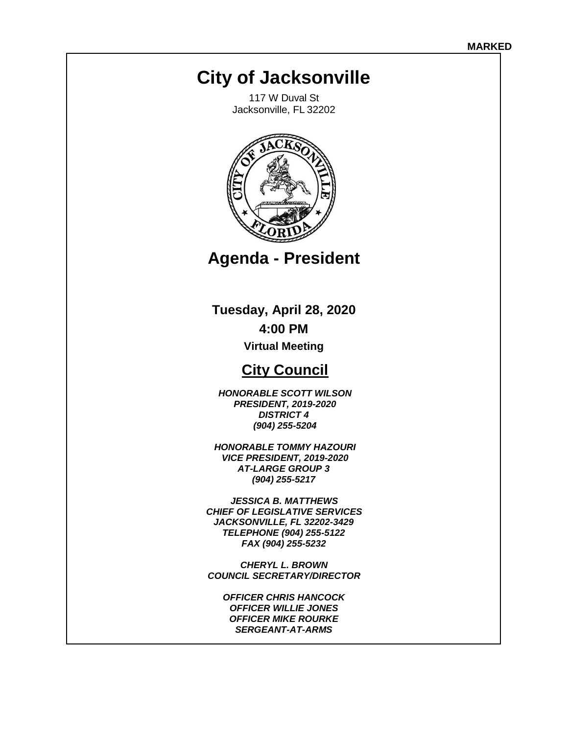MARKED

# City of Jacksonville

117 W Duval St
Jacksonville, FL 32202

## Agenda - President

**Tuesday, April 28, 2020**

**4:00 PM**

**Virtual Meeting**

## City Council

***HONORABLE SCOTT WILSON***
***PRESIDENT, 2019-2020***
***DISTRICT 4***
***(904) 255-5204***

***HONORABLE TOMMY HAZOURI***
***VICE PRESIDENT, 2019-2020***
***AT-LARGE GROUP 3***
***(904) 255-5217***

***JESSICA B. MATTHEWS***
***CHIEF OF LEGISLATIVE SERVICES***
***JACKSONVILLE, FL 32202-3429***
***TELEPHONE (904) 255-5122***
***FAX (904) 255-5232***

***CHERYL L. BROWN***
***COUNCIL SECRETARY/DIRECTOR***

***OFFICER CHRIS HANCOCK***
***OFFICER WILLIE JONES***
***OFFICER MIKE ROURKE***
***SERGEANT-AT-ARMS***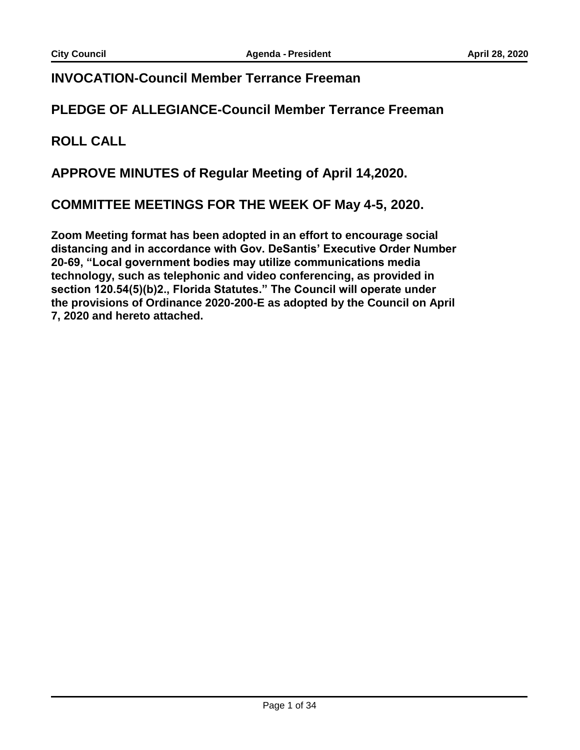## INVOCATION-Council Member Terrance Freeman

## PLEDGE OF ALLEGIANCE-Council Member Terrance Freeman

## ROLL CALL

## APPROVE MINUTES of Regular Meeting of April 14,2020.

## COMMITTEE MEETINGS FOR THE WEEK OF May 4-5, 2020.

**Zoom Meeting format has been adopted in an effort to encourage social distancing and in accordance with Gov. DeSantis' Executive Order Number 20-69, "Local government bodies may utilize communications media technology, such as telephonic and video conferencing, as provided in section 120.54(5)(b)2., Florida Statutes." The Council will operate under the provisions of Ordinance 2020-200-E as adopted by the Council on April 7, 2020 and hereto attached.**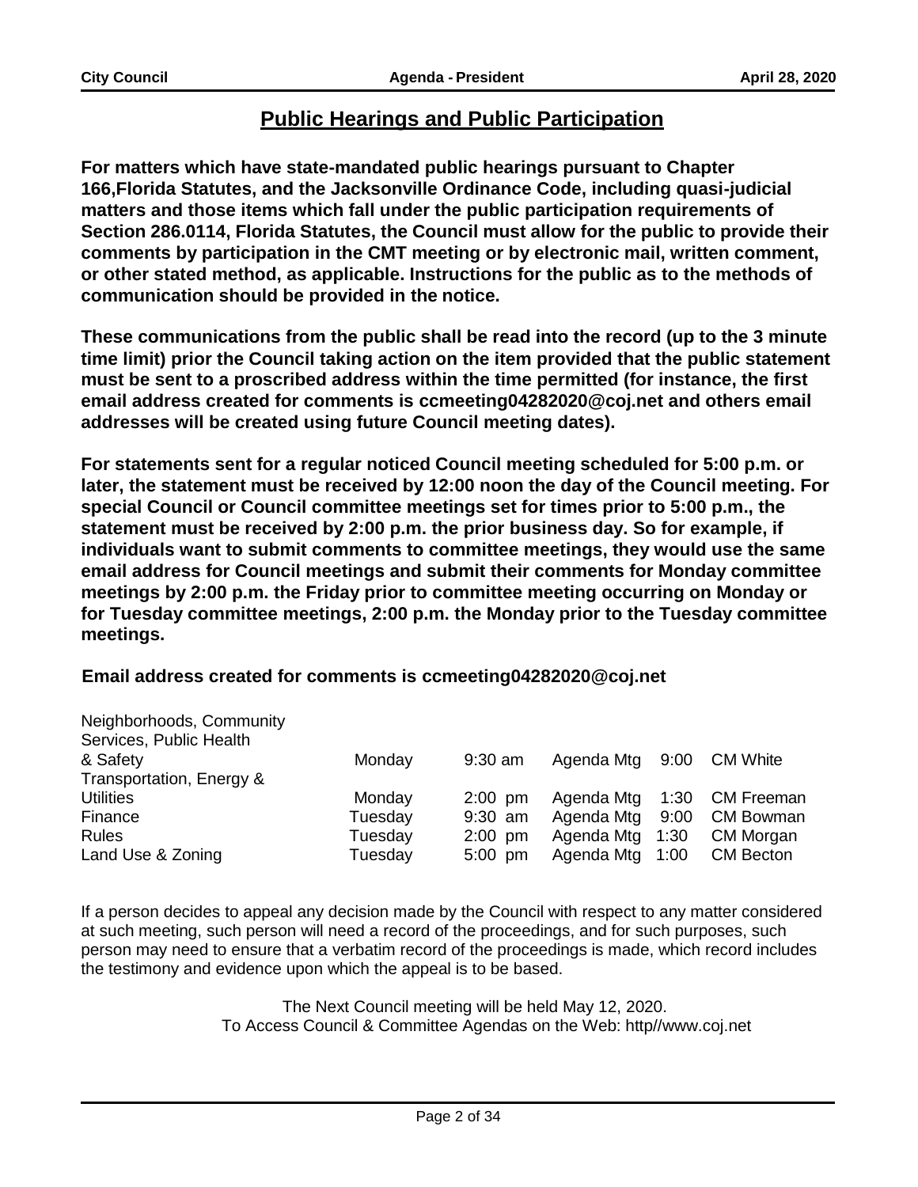## Public Hearings and Public Participation

**For matters which have state-mandated public hearings pursuant to Chapter 166,Florida Statutes, and the Jacksonville Ordinance Code, including quasi-judicial matters and those items which fall under the public participation requirements of Section 286.0114, Florida Statutes, the Council must allow for the public to provide their comments by participation in the CMT meeting or by electronic mail, written comment, or other stated method, as applicable. Instructions for the public as to the methods of communication should be provided in the notice.**

**These communications from the public shall be read into the record (up to the 3 minute time limit) prior the Council taking action on the item provided that the public statement must be sent to a proscribed address within the time permitted (for instance, the first email address created for comments is ccmeeting04282020@coj.net and others email addresses will be created using future Council meeting dates).**

**For statements sent for a regular noticed Council meeting scheduled for 5:00 p.m. or later, the statement must be received by 12:00 noon the day of the Council meeting. For special Council or Council committee meetings set for times prior to 5:00 p.m., the statement must be received by 2:00 p.m. the prior business day. So for example, if individuals want to submit comments to committee meetings, they would use the same email address for Council meetings and submit their comments for Monday committee meetings by 2:00 p.m. the Friday prior to committee meeting occurring on Monday or for Tuesday committee meetings, 2:00 p.m. the Monday prior to the Tuesday committee meetings.**

**Email address created for comments is ccmeeting04282020@coj.net**

| Committee | Day | Time | Agenda Mtg | | Chair |
|---|---|---|---|---|---|
| Neighborhoods, Community Services, Public Health & Safety | Monday | 9:30 am | Agenda Mtg | 9:00 | CM White |
| Transportation, Energy & Utilities | Monday | 2:00 pm | Agenda Mtg | 1:30 | CM Freeman |
| Finance | Tuesday | 9:30 am | Agenda Mtg | 9:00 | CM Bowman |
| Rules | Tuesday | 2:00 pm | Agenda Mtg | 1:30 | CM Morgan |
| Land Use & Zoning | Tuesday | 5:00 pm | Agenda Mtg | 1:00 | CM Becton |

If a person decides to appeal any decision made by the Council with respect to any matter considered at such meeting, such person will need a record of the proceedings, and for such purposes, such person may need to ensure that a verbatim record of the proceedings is made, which record includes the testimony and evidence upon which the appeal is to be based.

The Next Council meeting will be held May 12, 2020.
To Access Council & Committee Agendas on the Web: http//www.coj.net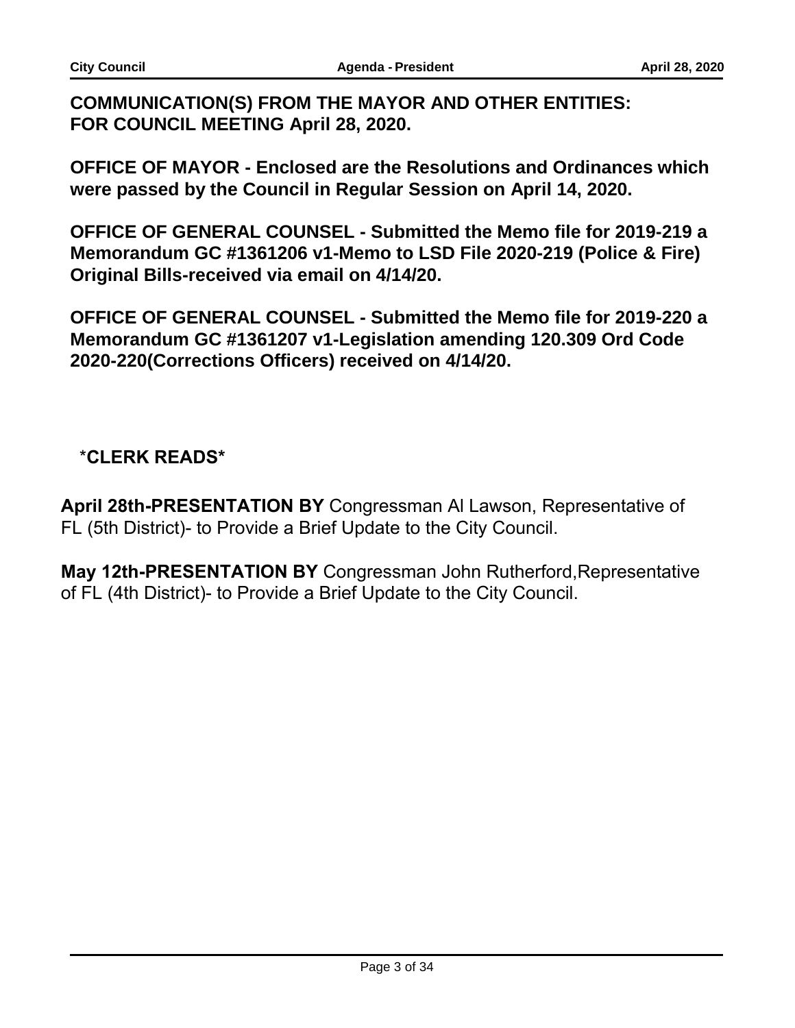**COMMUNICATION(S) FROM THE MAYOR AND OTHER ENTITIES: FOR COUNCIL MEETING April 28, 2020.**

**OFFICE OF MAYOR - Enclosed are the Resolutions and Ordinances which were passed by the Council in Regular Session on April 14, 2020.**

**OFFICE OF GENERAL COUNSEL - Submitted the Memo file for 2019-219 a Memorandum GC #1361206 v1-Memo to LSD File 2020-219 (Police & Fire) Original Bills-received via email on 4/14/20.**

**OFFICE OF GENERAL COUNSEL - Submitted the Memo file for 2019-220 a Memorandum GC #1361207 v1-Legislation amending 120.309 Ord Code 2020-220(Corrections Officers) received on 4/14/20.**

**\*CLERK READS\***

**April 28th-PRESENTATION BY** Congressman Al Lawson, Representative of FL (5th District)- to Provide a Brief Update to the City Council.

**May 12th-PRESENTATION BY** Congressman John Rutherford,Representative of FL (4th District)- to Provide a Brief Update to the City Council.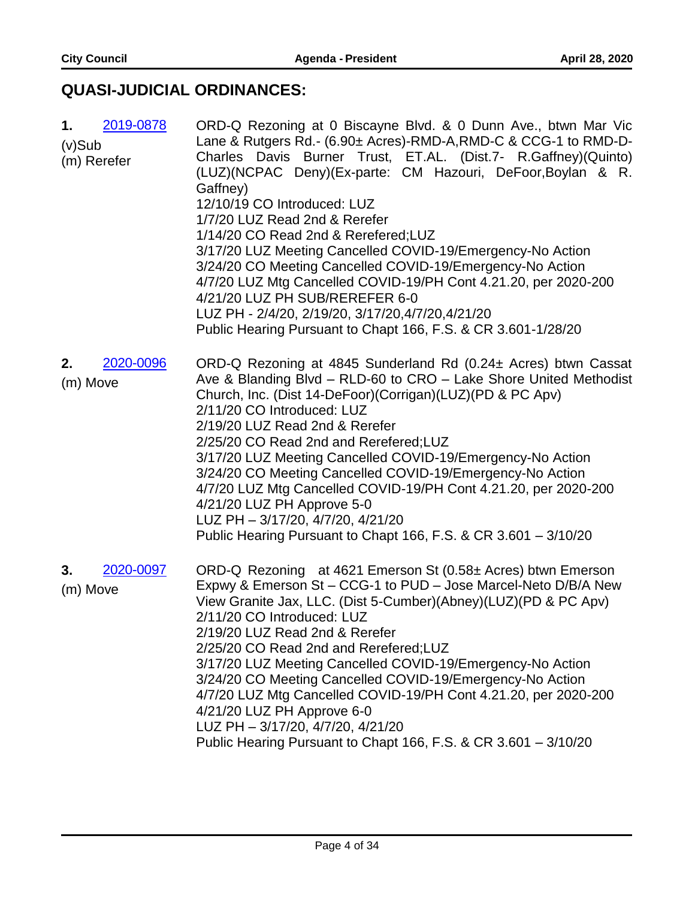## QUASI-JUDICIAL ORDINANCES:

**1.** 2019-0878
(v)Sub
(m) Rerefer

ORD-Q Rezoning at 0 Biscayne Blvd. & 0 Dunn Ave., btwn Mar Vic Lane & Rutgers Rd.- (6.90± Acres)-RMD-A,RMD-C & CCG-1 to RMD-D- Charles Davis Burner Trust, ET.AL. (Dist.7- R.Gaffney)(Quinto) (LUZ)(NCPAC Deny)(Ex-parte: CM Hazouri, DeFoor,Boylan & R. Gaffney)
12/10/19 CO Introduced: LUZ
1/7/20 LUZ Read 2nd & Rerefer
1/14/20 CO Read 2nd & Rerefered;LUZ
3/17/20 LUZ Meeting Cancelled COVID-19/Emergency-No Action
3/24/20 CO Meeting Cancelled COVID-19/Emergency-No Action
4/7/20 LUZ Mtg Cancelled COVID-19/PH Cont 4.21.20, per 2020-200
4/21/20 LUZ PH SUB/REREFER 6-0
LUZ PH - 2/4/20, 2/19/20, 3/17/20,4/7/20,4/21/20
Public Hearing Pursuant to Chapt 166, F.S. & CR 3.601-1/28/20

**2.** 2020-0096
(m) Move

ORD-Q Rezoning at 4845 Sunderland Rd (0.24± Acres) btwn Cassat Ave & Blanding Blvd – RLD-60 to CRO – Lake Shore United Methodist Church, Inc. (Dist 14-DeFoor)(Corrigan)(LUZ)(PD & PC Apv)
2/11/20 CO Introduced: LUZ
2/19/20 LUZ Read 2nd & Rerefer
2/25/20 CO Read 2nd and Rerefered;LUZ
3/17/20 LUZ Meeting Cancelled COVID-19/Emergency-No Action
3/24/20 CO Meeting Cancelled COVID-19/Emergency-No Action
4/7/20 LUZ Mtg Cancelled COVID-19/PH Cont 4.21.20, per 2020-200
4/21/20 LUZ PH Approve 5-0
LUZ PH – 3/17/20, 4/7/20, 4/21/20
Public Hearing Pursuant to Chapt 166, F.S. & CR 3.601 – 3/10/20

**3.** 2020-0097
(m) Move

ORD-Q Rezoning at 4621 Emerson St (0.58± Acres) btwn Emerson Expwy & Emerson St – CCG-1 to PUD – Jose Marcel-Neto D/B/A New View Granite Jax, LLC. (Dist 5-Cumber)(Abney)(LUZ)(PD & PC Apv)
2/11/20 CO Introduced: LUZ
2/19/20 LUZ Read 2nd & Rerefer
2/25/20 CO Read 2nd and Rerefered;LUZ
3/17/20 LUZ Meeting Cancelled COVID-19/Emergency-No Action
3/24/20 CO Meeting Cancelled COVID-19/Emergency-No Action
4/7/20 LUZ Mtg Cancelled COVID-19/PH Cont 4.21.20, per 2020-200
4/21/20 LUZ PH Approve 6-0
LUZ PH – 3/17/20, 4/7/20, 4/21/20
Public Hearing Pursuant to Chapt 166, F.S. & CR 3.601 – 3/10/20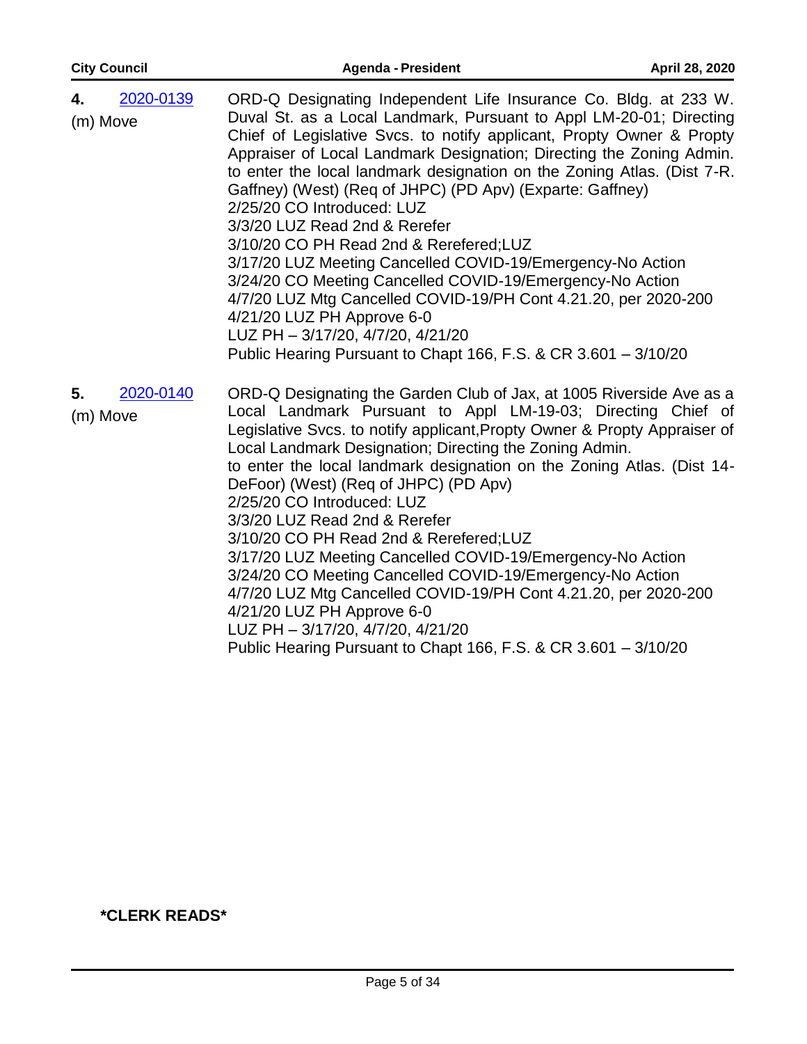**4.** [2020-0139](2020-0139)
(m) Move

ORD-Q Designating Independent Life Insurance Co. Bldg. at 233 W. Duval St. as a Local Landmark, Pursuant to Appl LM-20-01; Directing Chief of Legislative Svcs. to notify applicant, Propty Owner & Propty Appraiser of Local Landmark Designation; Directing the Zoning Admin. to enter the local landmark designation on the Zoning Atlas. (Dist 7-R. Gaffney) (West) (Req of JHPC) (PD Apv) (Exparte: Gaffney)
2/25/20 CO Introduced: LUZ
3/3/20 LUZ Read 2nd & Rerefer
3/10/20 CO PH Read 2nd & Rerefered;LUZ
3/17/20 LUZ Meeting Cancelled COVID-19/Emergency-No Action
3/24/20 CO Meeting Cancelled COVID-19/Emergency-No Action
4/7/20 LUZ Mtg Cancelled COVID-19/PH Cont 4.21.20, per 2020-200
4/21/20 LUZ PH Approve 6-0
LUZ PH – 3/17/20, 4/7/20, 4/21/20
Public Hearing Pursuant to Chapt 166, F.S. & CR 3.601 – 3/10/20

**5.** [2020-0140](2020-0140)
(m) Move

ORD-Q Designating the Garden Club of Jax, at 1005 Riverside Ave as a Local Landmark Pursuant to Appl LM-19-03; Directing Chief of Legislative Svcs. to notify applicant,Propty Owner & Propty Appraiser of Local Landmark Designation; Directing the Zoning Admin. to enter the local landmark designation on the Zoning Atlas. (Dist 14-DeFoor) (West) (Req of JHPC) (PD Apv)
2/25/20 CO Introduced: LUZ
3/3/20 LUZ Read 2nd & Rerefer
3/10/20 CO PH Read 2nd & Rerefered;LUZ
3/17/20 LUZ Meeting Cancelled COVID-19/Emergency-No Action
3/24/20 CO Meeting Cancelled COVID-19/Emergency-No Action
4/7/20 LUZ Mtg Cancelled COVID-19/PH Cont 4.21.20, per 2020-200
4/21/20 LUZ PH Approve 6-0
LUZ PH – 3/17/20, 4/7/20, 4/21/20
Public Hearing Pursuant to Chapt 166, F.S. & CR 3.601 – 3/10/20

**\*CLERK READS\***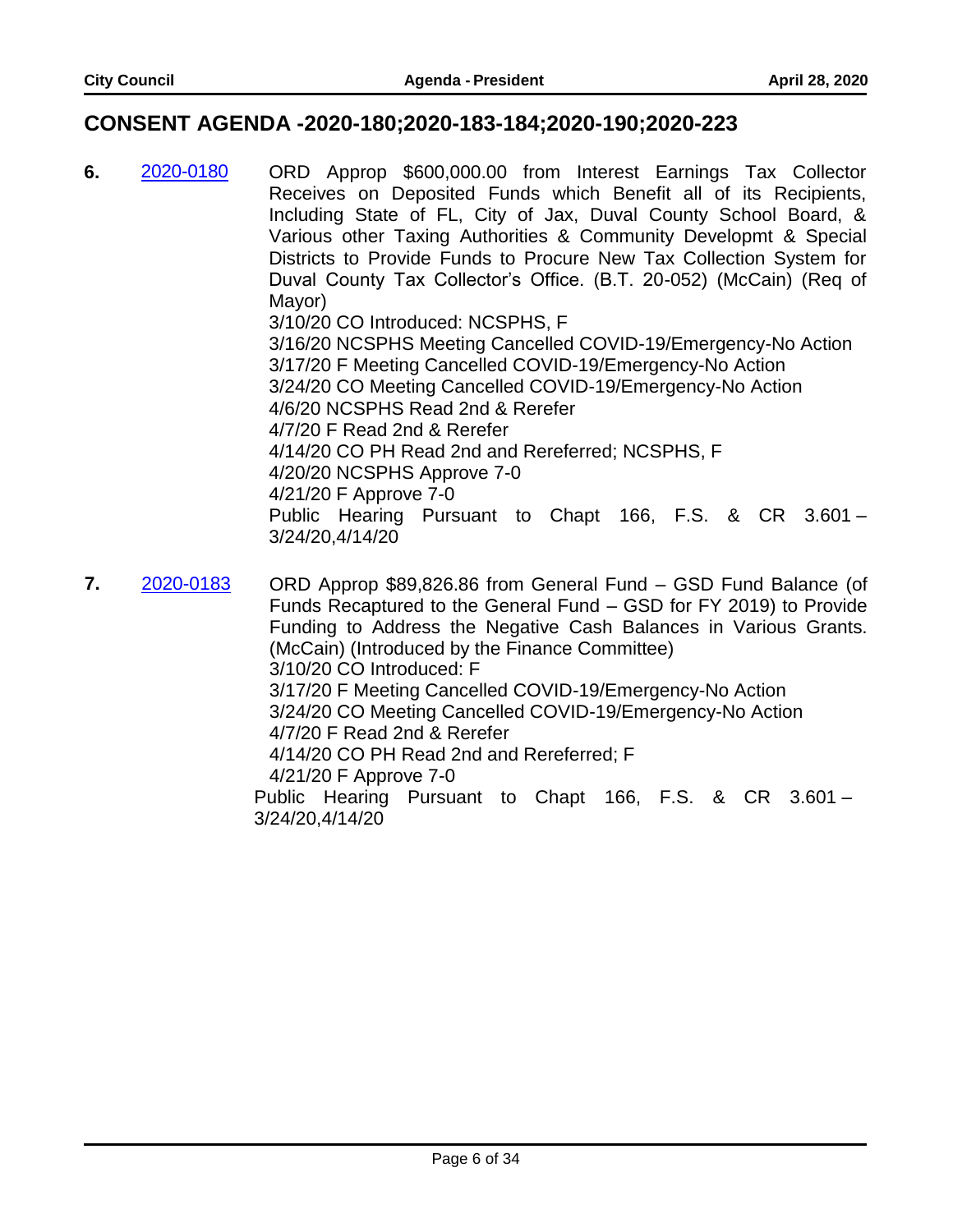## CONSENT AGENDA -2020-180;2020-183-184;2020-190;2020-223

**6.** [2020-0180](2020-0180) ORD Approp $600,000.00 from Interest Earnings Tax Collector Receives on Deposited Funds which Benefit all of its Recipients, Including State of FL, City of Jax, Duval County School Board, & Various other Taxing Authorities & Community Developmt & Special Districts to Provide Funds to Procure New Tax Collection System for Duval County Tax Collector's Office. (B.T. 20-052) (McCain) (Req of Mayor)

3/10/20 CO Introduced: NCSPHS, F
3/16/20 NCSPHS Meeting Cancelled COVID-19/Emergency-No Action
3/17/20 F Meeting Cancelled COVID-19/Emergency-No Action
3/24/20 CO Meeting Cancelled COVID-19/Emergency-No Action
4/6/20 NCSPHS Read 2nd & Rerefer
4/7/20 F Read 2nd & Rerefer
4/14/20 CO PH Read 2nd and Rereferred; NCSPHS, F
4/20/20 NCSPHS Approve 7-0
4/21/20 F Approve 7-0
Public Hearing Pursuant to Chapt 166, F.S. & CR 3.601 – 3/24/20,4/14/20

**7.** [2020-0183](2020-0183) ORD Approp $89,826.86 from General Fund – GSD Fund Balance (of Funds Recaptured to the General Fund – GSD for FY 2019) to Provide Funding to Address the Negative Cash Balances in Various Grants. (McCain) (Introduced by the Finance Committee)

3/10/20 CO Introduced: F
3/17/20 F Meeting Cancelled COVID-19/Emergency-No Action
3/24/20 CO Meeting Cancelled COVID-19/Emergency-No Action
4/7/20 F Read 2nd & Rerefer
4/14/20 CO PH Read 2nd and Rereferred; F
4/21/20 F Approve 7-0
Public Hearing Pursuant to Chapt 166, F.S. & CR 3.601 – 3/24/20,4/14/20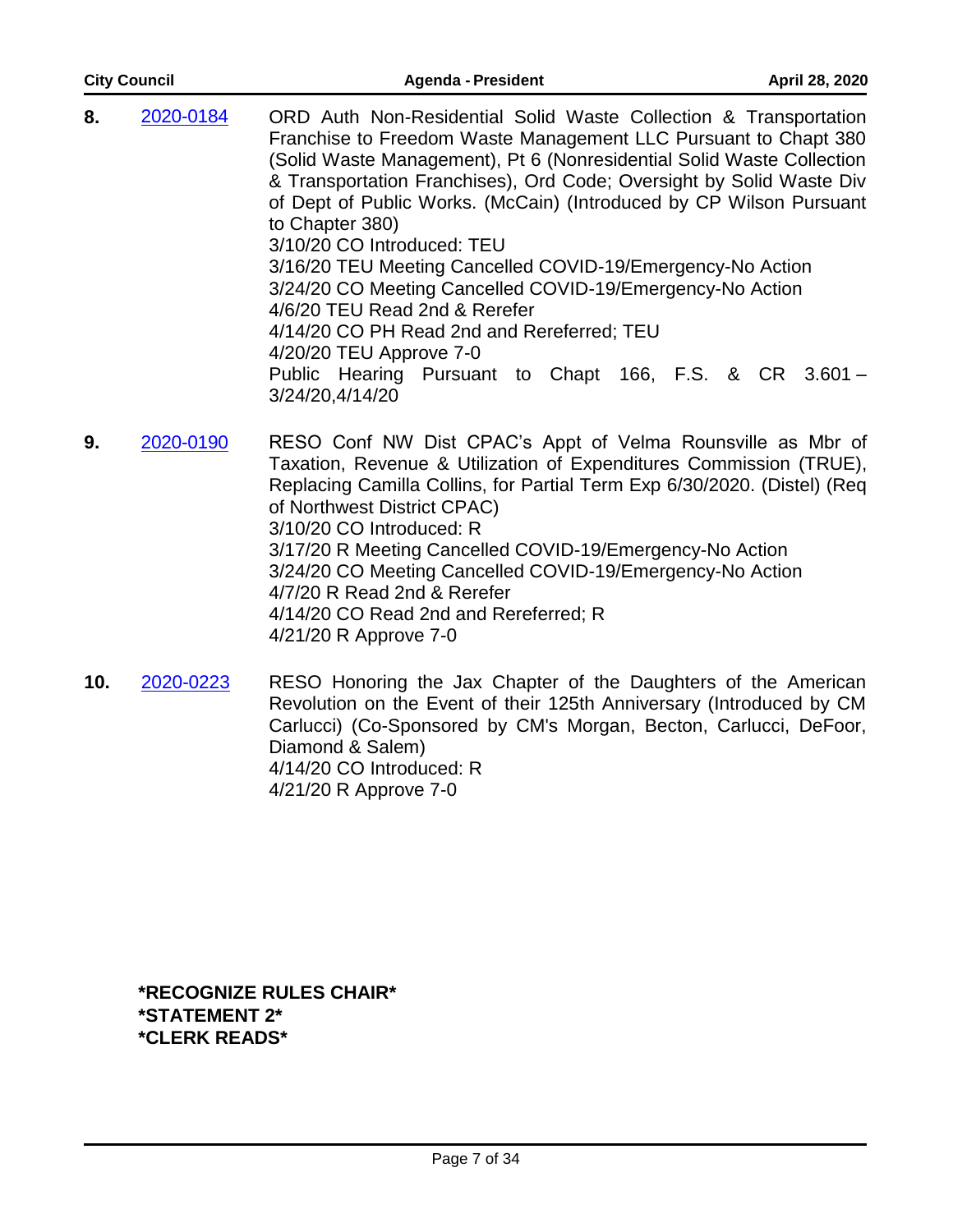**8.** 2020-0184 ORD Auth Non-Residential Solid Waste Collection & Transportation Franchise to Freedom Waste Management LLC Pursuant to Chapt 380 (Solid Waste Management), Pt 6 (Nonresidential Solid Waste Collection & Transportation Franchises), Ord Code; Oversight by Solid Waste Div of Dept of Public Works. (McCain) (Introduced by CP Wilson Pursuant to Chapter 380)
3/10/20 CO Introduced: TEU
3/16/20 TEU Meeting Cancelled COVID-19/Emergency-No Action
3/24/20 CO Meeting Cancelled COVID-19/Emergency-No Action
4/6/20 TEU Read 2nd & Rerefer
4/14/20 CO PH Read 2nd and Rereferred; TEU
4/20/20 TEU Approve 7-0
Public Hearing Pursuant to Chapt 166, F.S. & CR 3.601 – 3/24/20,4/14/20

**9.** 2020-0190 RESO Conf NW Dist CPAC's Appt of Velma Rounsville as Mbr of Taxation, Revenue & Utilization of Expenditures Commission (TRUE), Replacing Camilla Collins, for Partial Term Exp 6/30/2020. (Distel) (Req of Northwest District CPAC)
3/10/20 CO Introduced: R
3/17/20 R Meeting Cancelled COVID-19/Emergency-No Action
3/24/20 CO Meeting Cancelled COVID-19/Emergency-No Action
4/7/20 R Read 2nd & Rerefer
4/14/20 CO Read 2nd and Rereferred; R
4/21/20 R Approve 7-0

**10.** 2020-0223 RESO Honoring the Jax Chapter of the Daughters of the American Revolution on the Event of their 125th Anniversary (Introduced by CM Carlucci) (Co-Sponsored by CM's Morgan, Becton, Carlucci, DeFoor, Diamond & Salem)
4/14/20 CO Introduced: R
4/21/20 R Approve 7-0

**\*RECOGNIZE RULES CHAIR\***
**\*STATEMENT 2\***
**\*CLERK READS\***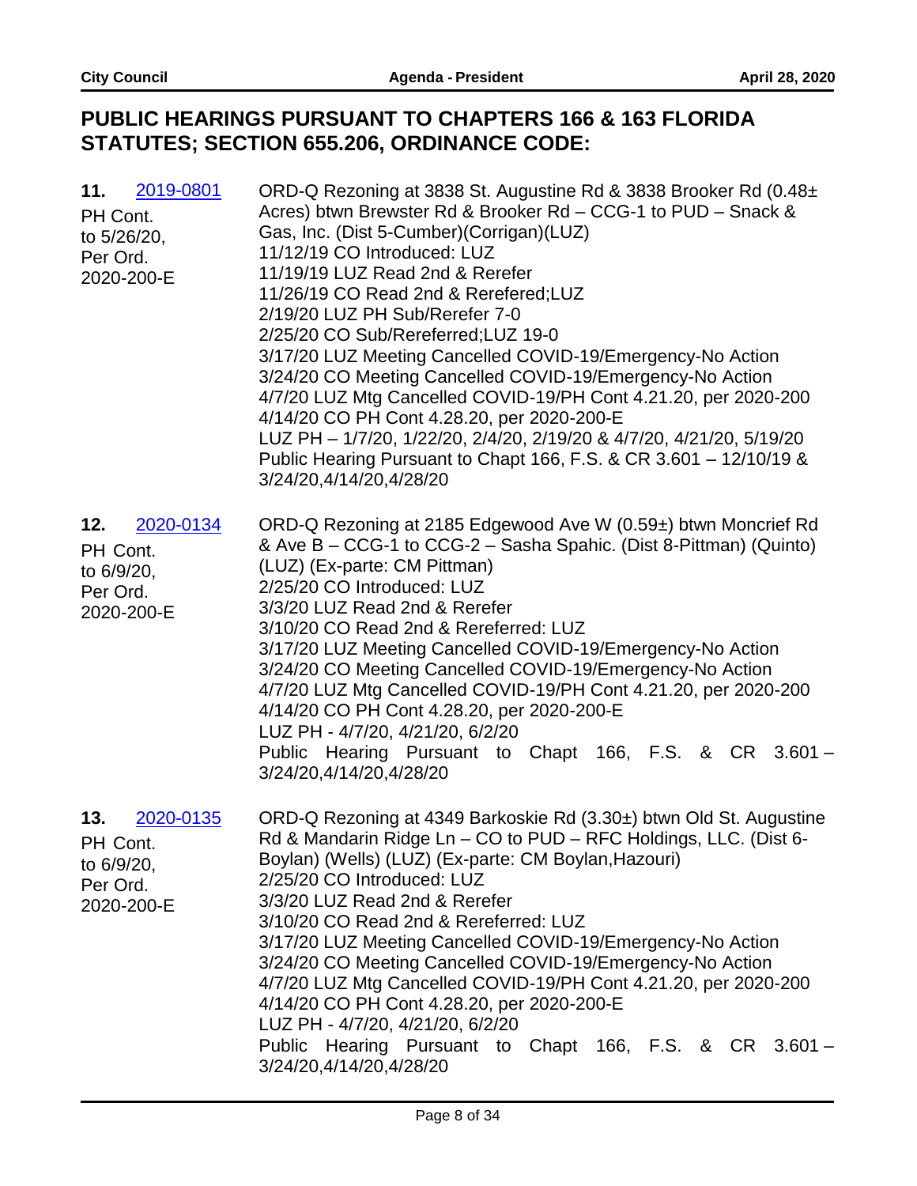## PUBLIC HEARINGS PURSUANT TO CHAPTERS 166 & 163 FLORIDA STATUTES; SECTION 655.206, ORDINANCE CODE:

**11.** 2019-0801

PH Cont. to 5/26/20, Per Ord. 2020-200-E

ORD-Q Rezoning at 3838 St. Augustine Rd & 3838 Brooker Rd (0.48± Acres) btwn Brewster Rd & Brooker Rd – CCG-1 to PUD – Snack & Gas, Inc. (Dist 5-Cumber)(Corrigan)(LUZ)
11/12/19 CO Introduced: LUZ
11/19/19 LUZ Read 2nd & Rerefer
11/26/19 CO Read 2nd & Rerefered;LUZ
2/19/20 LUZ PH Sub/Rerefer 7-0
2/25/20 CO Sub/Rereferred;LUZ 19-0
3/17/20 LUZ Meeting Cancelled COVID-19/Emergency-No Action
3/24/20 CO Meeting Cancelled COVID-19/Emergency-No Action
4/7/20 LUZ Mtg Cancelled COVID-19/PH Cont 4.21.20, per 2020-200
4/14/20 CO PH Cont 4.28.20, per 2020-200-E
LUZ PH – 1/7/20, 1/22/20, 2/4/20, 2/19/20 & 4/7/20, 4/21/20, 5/19/20
Public Hearing Pursuant to Chapt 166, F.S. & CR 3.601 – 12/10/19 & 3/24/20,4/14/20,4/28/20

**12.** 2020-0134

PH Cont. to 6/9/20, Per Ord. 2020-200-E

ORD-Q Rezoning at 2185 Edgewood Ave W (0.59±) btwn Moncrief Rd & Ave B – CCG-1 to CCG-2 – Sasha Spahic. (Dist 8-Pittman) (Quinto) (LUZ) (Ex-parte: CM Pittman)
2/25/20 CO Introduced: LUZ
3/3/20 LUZ Read 2nd & Rerefer
3/10/20 CO Read 2nd & Rereferred: LUZ
3/17/20 LUZ Meeting Cancelled COVID-19/Emergency-No Action
3/24/20 CO Meeting Cancelled COVID-19/Emergency-No Action
4/7/20 LUZ Mtg Cancelled COVID-19/PH Cont 4.21.20, per 2020-200
4/14/20 CO PH Cont 4.28.20, per 2020-200-E
LUZ PH - 4/7/20, 4/21/20, 6/2/20
Public Hearing Pursuant to Chapt 166, F.S. & CR 3.601 – 3/24/20,4/14/20,4/28/20

**13.** 2020-0135

PH Cont. to 6/9/20, Per Ord. 2020-200-E

ORD-Q Rezoning at 4349 Barkoskie Rd (3.30±) btwn Old St. Augustine Rd & Mandarin Ridge Ln – CO to PUD – RFC Holdings, LLC. (Dist 6-Boylan) (Wells) (LUZ) (Ex-parte: CM Boylan,Hazouri)
2/25/20 CO Introduced: LUZ
3/3/20 LUZ Read 2nd & Rerefer
3/10/20 CO Read 2nd & Rereferred: LUZ
3/17/20 LUZ Meeting Cancelled COVID-19/Emergency-No Action
3/24/20 CO Meeting Cancelled COVID-19/Emergency-No Action
4/7/20 LUZ Mtg Cancelled COVID-19/PH Cont 4.21.20, per 2020-200
4/14/20 CO PH Cont 4.28.20, per 2020-200-E
LUZ PH - 4/7/20, 4/21/20, 6/2/20
Public Hearing Pursuant to Chapt 166, F.S. & CR 3.601 – 3/24/20,4/14/20,4/28/20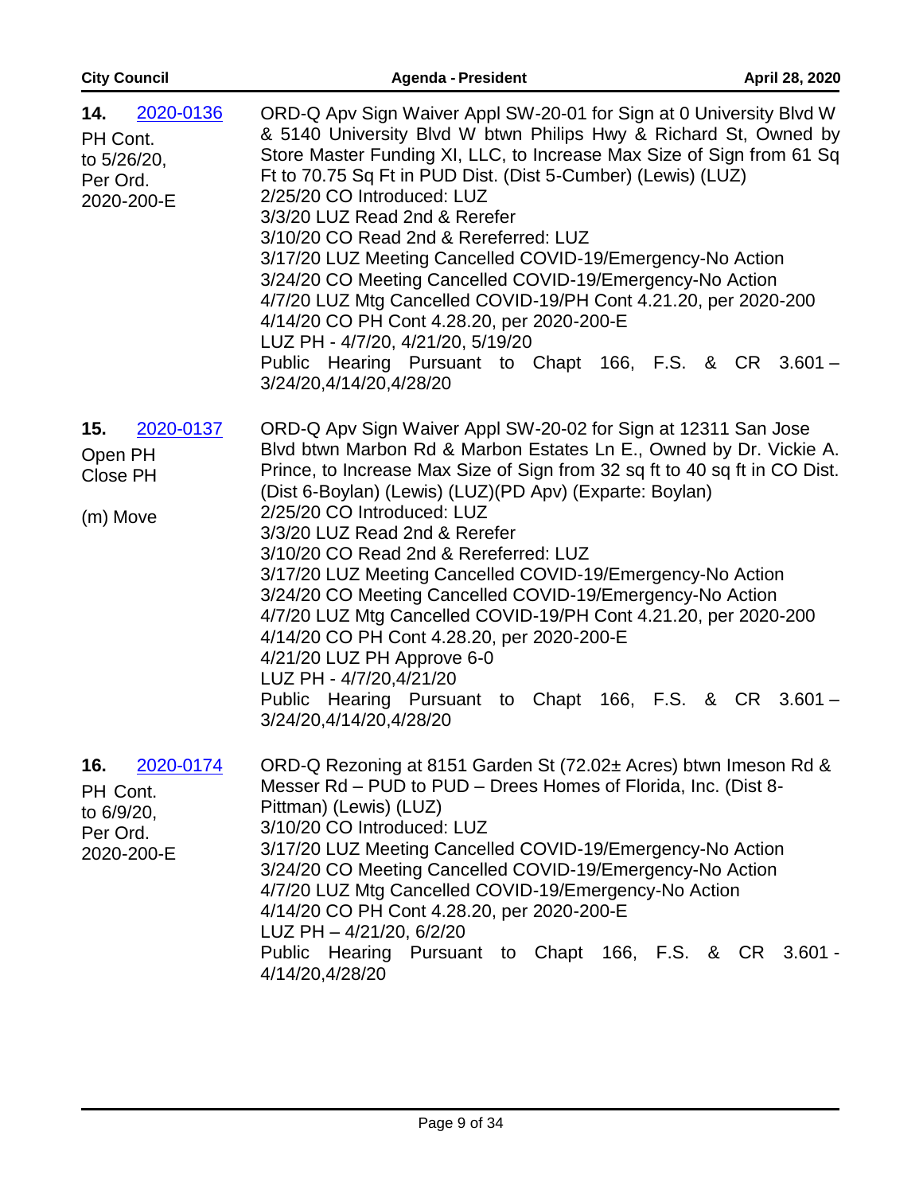**14.** 2020-0136

PH Cont. to 5/26/20, Per Ord. 2020-200-E

ORD-Q Apv Sign Waiver Appl SW-20-01 for Sign at 0 University Blvd W & 5140 University Blvd W btwn Philips Hwy & Richard St, Owned by Store Master Funding XI, LLC, to Increase Max Size of Sign from 61 Sq Ft to 70.75 Sq Ft in PUD Dist. (Dist 5-Cumber) (Lewis) (LUZ)
2/25/20 CO Introduced: LUZ
3/3/20 LUZ Read 2nd & Rerefer
3/10/20 CO Read 2nd & Rereferred: LUZ
3/17/20 LUZ Meeting Cancelled COVID-19/Emergency-No Action
3/24/20 CO Meeting Cancelled COVID-19/Emergency-No Action
4/7/20 LUZ Mtg Cancelled COVID-19/PH Cont 4.21.20, per 2020-200
4/14/20 CO PH Cont 4.28.20, per 2020-200-E
LUZ PH - 4/7/20, 4/21/20, 5/19/20
Public Hearing Pursuant to Chapt 166, F.S. & CR 3.601 – 3/24/20,4/14/20,4/28/20

**15.** 2020-0137

Open PH
Close PH

(m) Move

ORD-Q Apv Sign Waiver Appl SW-20-02 for Sign at 12311 San Jose Blvd btwn Marbon Rd & Marbon Estates Ln E., Owned by Dr. Vickie A. Prince, to Increase Max Size of Sign from 32 sq ft to 40 sq ft in CO Dist. (Dist 6-Boylan) (Lewis) (LUZ)(PD Apv) (Exparte: Boylan)
2/25/20 CO Introduced: LUZ
3/3/20 LUZ Read 2nd & Rerefer
3/10/20 CO Read 2nd & Rereferred: LUZ
3/17/20 LUZ Meeting Cancelled COVID-19/Emergency-No Action
3/24/20 CO Meeting Cancelled COVID-19/Emergency-No Action
4/7/20 LUZ Mtg Cancelled COVID-19/PH Cont 4.21.20, per 2020-200
4/14/20 CO PH Cont 4.28.20, per 2020-200-E
4/21/20 LUZ PH Approve 6-0
LUZ PH - 4/7/20,4/21/20
Public Hearing Pursuant to Chapt 166, F.S. & CR 3.601 – 3/24/20,4/14/20,4/28/20

**16.** 2020-0174

PH Cont. to 6/9/20, Per Ord. 2020-200-E

ORD-Q Rezoning at 8151 Garden St (72.02± Acres) btwn Imeson Rd & Messer Rd – PUD to PUD – Drees Homes of Florida, Inc. (Dist 8-Pittman) (Lewis) (LUZ)
3/10/20 CO Introduced: LUZ
3/17/20 LUZ Meeting Cancelled COVID-19/Emergency-No Action
3/24/20 CO Meeting Cancelled COVID-19/Emergency-No Action
4/7/20 LUZ Mtg Cancelled COVID-19/Emergency-No Action
4/14/20 CO PH Cont 4.28.20, per 2020-200-E
LUZ PH – 4/21/20, 6/2/20
Public Hearing Pursuant to Chapt 166, F.S. & CR 3.601 - 4/14/20,4/28/20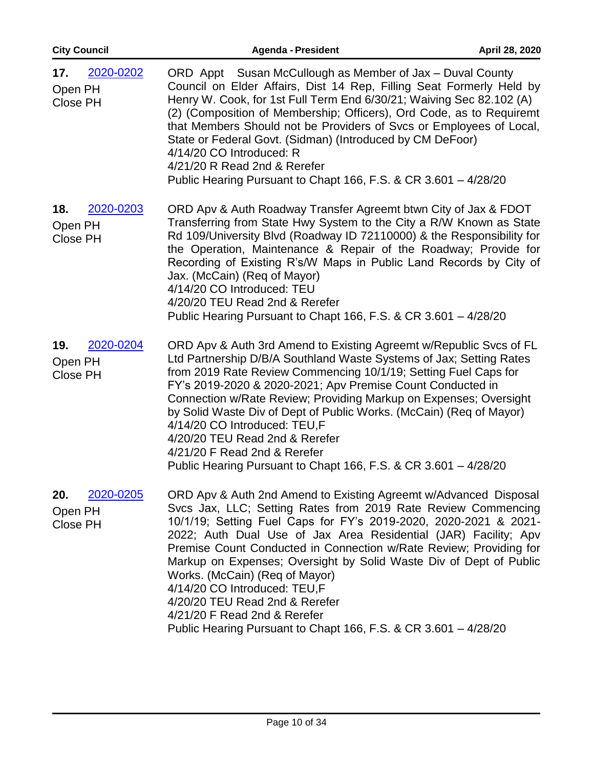**17.** [2020-0202](#)
Open PH
Close PH

ORD Appt Susan McCullough as Member of Jax – Duval County Council on Elder Affairs, Dist 14 Rep, Filling Seat Formerly Held by Henry W. Cook, for 1st Full Term End 6/30/21; Waiving Sec 82.102 (A) (2) (Composition of Membership; Officers), Ord Code, as to Requiremt that Members Should not be Providers of Svcs or Employees of Local, State or Federal Govt. (Sidman) (Introduced by CM DeFoor)
4/14/20 CO Introduced: R
4/21/20 R Read 2nd & Rerefer
Public Hearing Pursuant to Chapt 166, F.S. & CR 3.601 – 4/28/20

**18.** [2020-0203](#)
Open PH
Close PH

ORD Apv & Auth Roadway Transfer Agreemt btwn City of Jax & FDOT Transferring from State Hwy System to the City a R/W Known as State Rd 109/University Blvd (Roadway ID 72110000) & the Responsibility for the Operation, Maintenance & Repair of the Roadway; Provide for Recording of Existing R's/W Maps in Public Land Records by City of Jax. (McCain) (Req of Mayor)
4/14/20 CO Introduced: TEU
4/20/20 TEU Read 2nd & Rerefer
Public Hearing Pursuant to Chapt 166, F.S. & CR 3.601 – 4/28/20

**19.** [2020-0204](#)
Open PH
Close PH

ORD Apv & Auth 3rd Amend to Existing Agreemt w/Republic Svcs of FL Ltd Partnership D/B/A Southland Waste Systems of Jax; Setting Rates from 2019 Rate Review Commencing 10/1/19; Setting Fuel Caps for FY's 2019-2020 & 2020-2021; Apv Premise Count Conducted in Connection w/Rate Review; Providing Markup on Expenses; Oversight by Solid Waste Div of Dept of Public Works. (McCain) (Req of Mayor)
4/14/20 CO Introduced: TEU,F
4/20/20 TEU Read 2nd & Rerefer
4/21/20 F Read 2nd & Rerefer
Public Hearing Pursuant to Chapt 166, F.S. & CR 3.601 – 4/28/20

**20.** [2020-0205](#)
Open PH
Close PH

ORD Apv & Auth 2nd Amend to Existing Agreemt w/Advanced Disposal Svcs Jax, LLC; Setting Rates from 2019 Rate Review Commencing 10/1/19; Setting Fuel Caps for FY's 2019-2020, 2020-2021 & 2021-2022; Auth Dual Use of Jax Area Residential (JAR) Facility; Apv Premise Count Conducted in Connection w/Rate Review; Providing for Markup on Expenses; Oversight by Solid Waste Div of Dept of Public Works. (McCain) (Req of Mayor)
4/14/20 CO Introduced: TEU,F
4/20/20 TEU Read 2nd & Rerefer
4/21/20 F Read 2nd & Rerefer
Public Hearing Pursuant to Chapt 166, F.S. & CR 3.601 – 4/28/20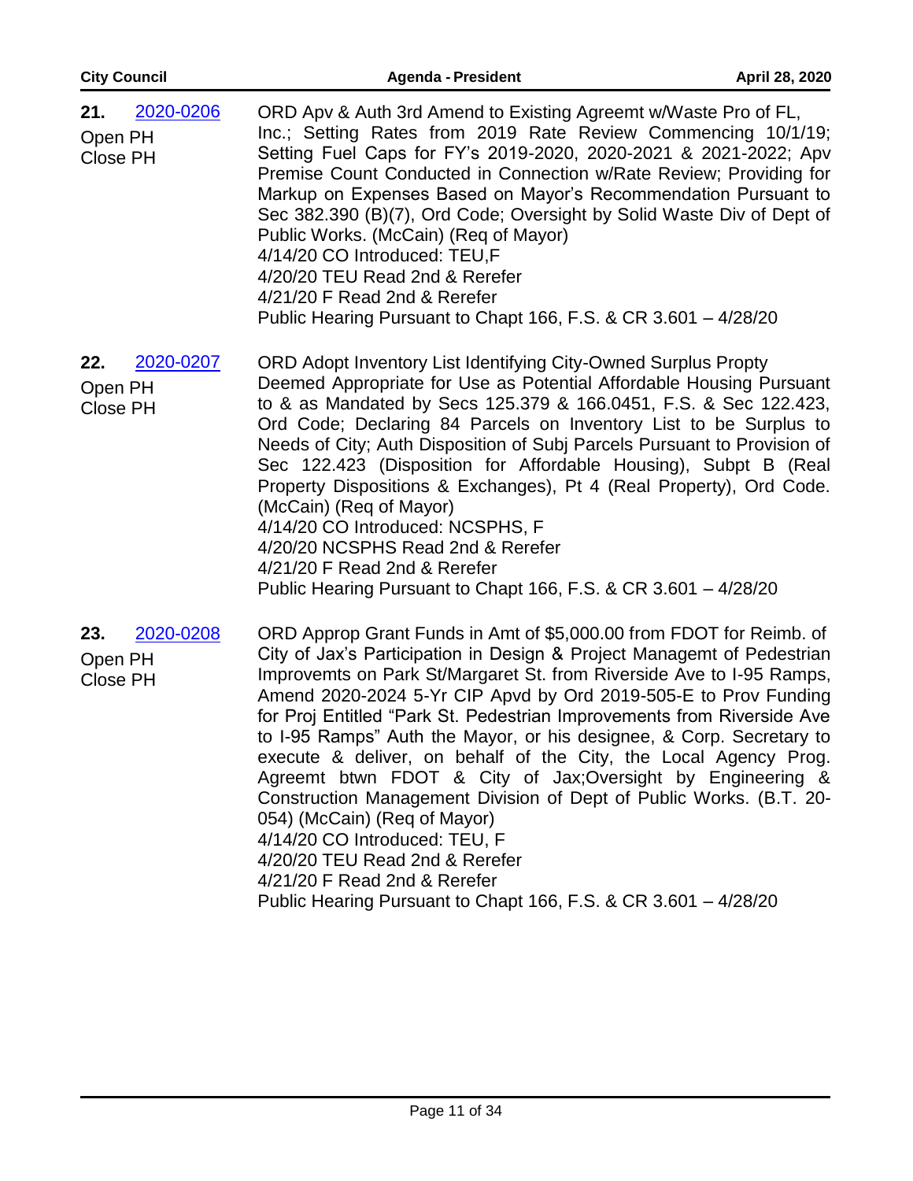**21.** 2020-0206

Open PH
Close PH

ORD Apv & Auth 3rd Amend to Existing Agreemt w/Waste Pro of FL, Inc.; Setting Rates from 2019 Rate Review Commencing 10/1/19; Setting Fuel Caps for FY's 2019-2020, 2020-2021 & 2021-2022; Apv Premise Count Conducted in Connection w/Rate Review; Providing for Markup on Expenses Based on Mayor's Recommendation Pursuant to Sec 382.390 (B)(7), Ord Code; Oversight by Solid Waste Div of Dept of Public Works. (McCain) (Req of Mayor)
4/14/20 CO Introduced: TEU,F
4/20/20 TEU Read 2nd & Rerefer
4/21/20 F Read 2nd & Rerefer
Public Hearing Pursuant to Chapt 166, F.S. & CR 3.601 – 4/28/20

**22.** 2020-0207

Open PH
Close PH

ORD Adopt Inventory List Identifying City-Owned Surplus Propty Deemed Appropriate for Use as Potential Affordable Housing Pursuant to & as Mandated by Secs 125.379 & 166.0451, F.S. & Sec 122.423, Ord Code; Declaring 84 Parcels on Inventory List to be Surplus to Needs of City; Auth Disposition of Subj Parcels Pursuant to Provision of Sec 122.423 (Disposition for Affordable Housing), Subpt B (Real Property Dispositions & Exchanges), Pt 4 (Real Property), Ord Code. (McCain) (Req of Mayor)
4/14/20 CO Introduced: NCSPHS, F
4/20/20 NCSPHS Read 2nd & Rerefer
4/21/20 F Read 2nd & Rerefer
Public Hearing Pursuant to Chapt 166, F.S. & CR 3.601 – 4/28/20

**23.** 2020-0208

Open PH
Close PH

ORD Approp Grant Funds in Amt of $5,000.00 from FDOT for Reimb. of City of Jax's Participation in Design & Project Managemt of Pedestrian Improvemts on Park St/Margaret St. from Riverside Ave to I-95 Ramps, Amend 2020-2024 5-Yr CIP Apvd by Ord 2019-505-E to Prov Funding for Proj Entitled "Park St. Pedestrian Improvements from Riverside Ave to I-95 Ramps" Auth the Mayor, or his designee, & Corp. Secretary to execute & deliver, on behalf of the City, the Local Agency Prog. Agreemt btwn FDOT & City of Jax;Oversight by Engineering & Construction Management Division of Dept of Public Works. (B.T. 20-054) (McCain) (Req of Mayor)
4/14/20 CO Introduced: TEU, F
4/20/20 TEU Read 2nd & Rerefer
4/21/20 F Read 2nd & Rerefer
Public Hearing Pursuant to Chapt 166, F.S. & CR 3.601 – 4/28/20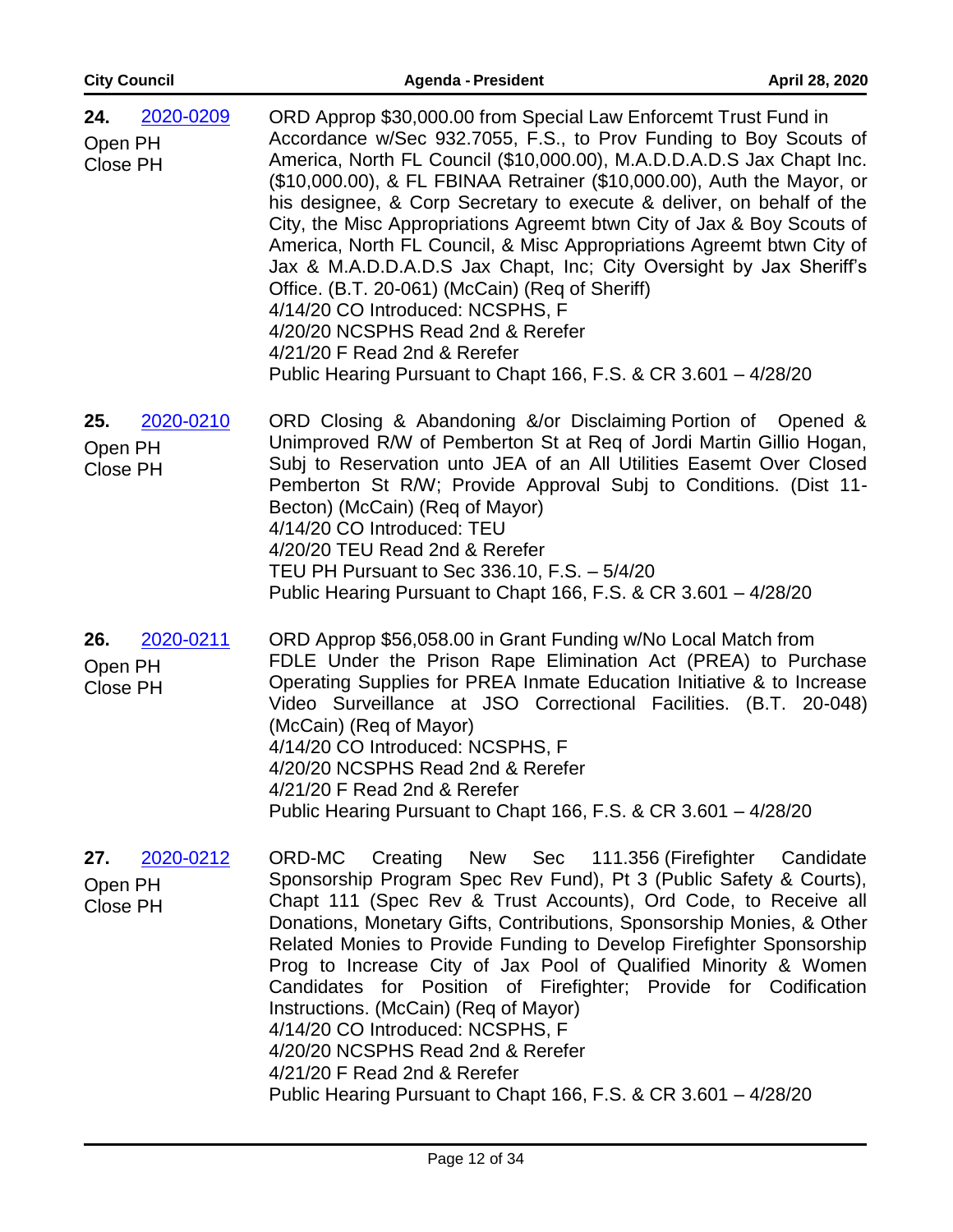**24.** 2020-0209

Open PH
Close PH

ORD Approp $30,000.00 from Special Law Enforcemt Trust Fund in Accordance w/Sec 932.7055, F.S., to Prov Funding to Boy Scouts of America, North FL Council ($10,000.00), M.A.D.D.A.D.S Jax Chapt Inc. ($10,000.00), & FL FBINAA Retrainer ($10,000.00), Auth the Mayor, or his designee, & Corp Secretary to execute & deliver, on behalf of the City, the Misc Appropriations Agreemt btwn City of Jax & Boy Scouts of America, North FL Council, & Misc Appropriations Agreemt btwn City of Jax & M.A.D.D.A.D.S Jax Chapt, Inc; City Oversight by Jax Sheriff's Office. (B.T. 20-061) (McCain) (Req of Sheriff)
4/14/20 CO Introduced: NCSPHS, F
4/20/20 NCSPHS Read 2nd & Rerefer
4/21/20 F Read 2nd & Rerefer
Public Hearing Pursuant to Chapt 166, F.S. & CR 3.601 – 4/28/20

**25.** 2020-0210

Open PH
Close PH

ORD Closing & Abandoning &/or Disclaiming Portion of Opened & Unimproved R/W of Pemberton St at Req of Jordi Martin Gillio Hogan, Subj to Reservation unto JEA of an All Utilities Easemt Over Closed Pemberton St R/W; Provide Approval Subj to Conditions. (Dist 11-Becton) (McCain) (Req of Mayor)
4/14/20 CO Introduced: TEU
4/20/20 TEU Read 2nd & Rerefer
TEU PH Pursuant to Sec 336.10, F.S. – 5/4/20
Public Hearing Pursuant to Chapt 166, F.S. & CR 3.601 – 4/28/20

**26.** 2020-0211

Open PH
Close PH

ORD Approp $56,058.00 in Grant Funding w/No Local Match from FDLE Under the Prison Rape Elimination Act (PREA) to Purchase Operating Supplies for PREA Inmate Education Initiative & to Increase Video Surveillance at JSO Correctional Facilities. (B.T. 20-048) (McCain) (Req of Mayor)
4/14/20 CO Introduced: NCSPHS, F
4/20/20 NCSPHS Read 2nd & Rerefer
4/21/20 F Read 2nd & Rerefer
Public Hearing Pursuant to Chapt 166, F.S. & CR 3.601 – 4/28/20

**27.** 2020-0212

Open PH
Close PH

ORD-MC Creating New Sec 111.356 (Firefighter Candidate Sponsorship Program Spec Rev Fund), Pt 3 (Public Safety & Courts), Chapt 111 (Spec Rev & Trust Accounts), Ord Code, to Receive all Donations, Monetary Gifts, Contributions, Sponsorship Monies, & Other Related Monies to Provide Funding to Develop Firefighter Sponsorship Prog to Increase City of Jax Pool of Qualified Minority & Women Candidates for Position of Firefighter; Provide for Codification Instructions. (McCain) (Req of Mayor)
4/14/20 CO Introduced: NCSPHS, F
4/20/20 NCSPHS Read 2nd & Rerefer
4/21/20 F Read 2nd & Rerefer
Public Hearing Pursuant to Chapt 166, F.S. & CR 3.601 – 4/28/20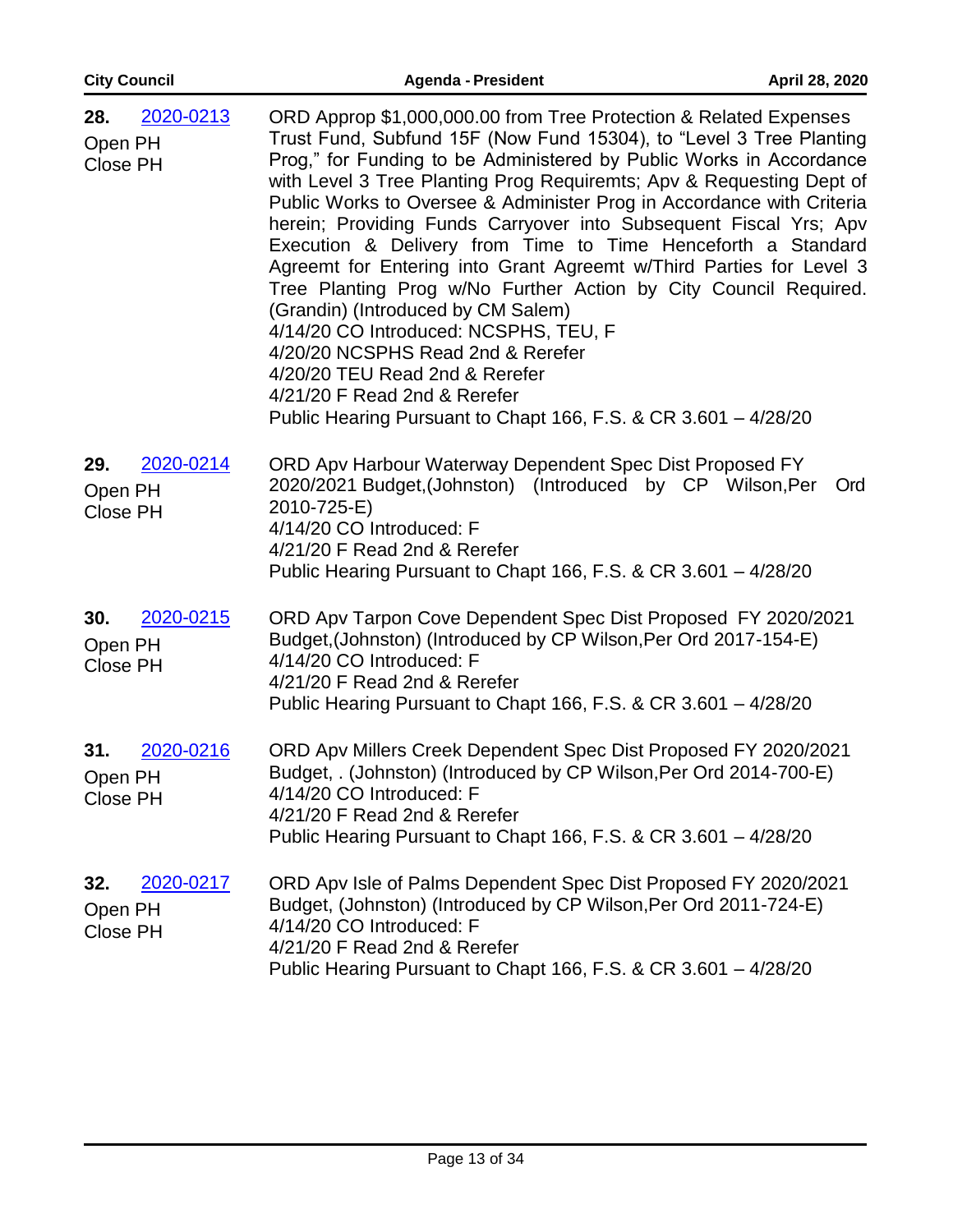**28.** 2020-0213
Open PH
Close PH

ORD Approp $1,000,000.00 from Tree Protection & Related Expenses Trust Fund, Subfund 15F (Now Fund 15304), to “Level 3 Tree Planting Prog,” for Funding to be Administered by Public Works in Accordance with Level 3 Tree Planting Prog Requiremts; Apv & Requesting Dept of Public Works to Oversee & Administer Prog in Accordance with Criteria herein; Providing Funds Carryover into Subsequent Fiscal Yrs; Apv Execution & Delivery from Time to Time Henceforth a Standard Agreemt for Entering into Grant Agreemt w/Third Parties for Level 3 Tree Planting Prog w/No Further Action by City Council Required. (Grandin) (Introduced by CM Salem)
4/14/20 CO Introduced: NCSPHS, TEU, F
4/20/20 NCSPHS Read 2nd & Rerefer
4/20/20 TEU Read 2nd & Rerefer
4/21/20 F Read 2nd & Rerefer
Public Hearing Pursuant to Chapt 166, F.S. & CR 3.601 – 4/28/20

**29.** 2020-0214
Open PH
Close PH

ORD Apv Harbour Waterway Dependent Spec Dist Proposed FY 2020/2021 Budget,(Johnston) (Introduced by CP Wilson,Per Ord 2010-725-E)
4/14/20 CO Introduced: F
4/21/20 F Read 2nd & Rerefer
Public Hearing Pursuant to Chapt 166, F.S. & CR 3.601 – 4/28/20

**30.** 2020-0215
Open PH
Close PH

ORD Apv Tarpon Cove Dependent Spec Dist Proposed FY 2020/2021 Budget,(Johnston) (Introduced by CP Wilson,Per Ord 2017-154-E)
4/14/20 CO Introduced: F
4/21/20 F Read 2nd & Rerefer
Public Hearing Pursuant to Chapt 166, F.S. & CR 3.601 – 4/28/20

**31.** 2020-0216
Open PH
Close PH

ORD Apv Millers Creek Dependent Spec Dist Proposed FY 2020/2021 Budget, . (Johnston) (Introduced by CP Wilson,Per Ord 2014-700-E)
4/14/20 CO Introduced: F
4/21/20 F Read 2nd & Rerefer
Public Hearing Pursuant to Chapt 166, F.S. & CR 3.601 – 4/28/20

**32.** 2020-0217
Open PH
Close PH

ORD Apv Isle of Palms Dependent Spec Dist Proposed FY 2020/2021 Budget, (Johnston) (Introduced by CP Wilson,Per Ord 2011-724-E)
4/14/20 CO Introduced: F
4/21/20 F Read 2nd & Rerefer
Public Hearing Pursuant to Chapt 166, F.S. & CR 3.601 – 4/28/20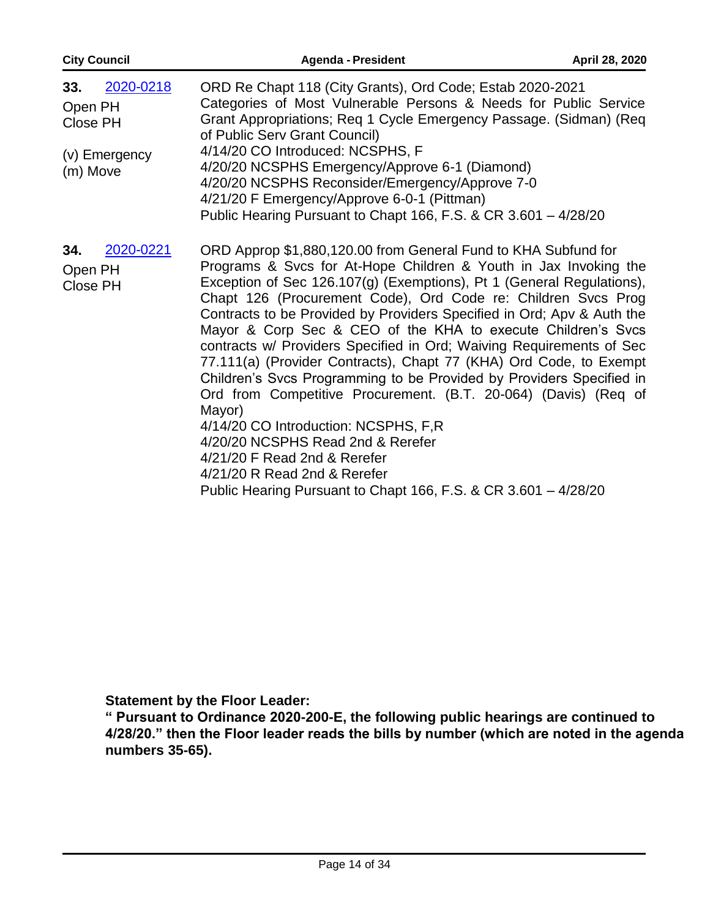**33.** 2020-0218

Open PH
Close PH

(v) Emergency
(m) Move

ORD Re Chapt 118 (City Grants), Ord Code; Estab 2020-2021 Categories of Most Vulnerable Persons & Needs for Public Service Grant Appropriations; Req 1 Cycle Emergency Passage. (Sidman) (Req of Public Serv Grant Council)
4/14/20 CO Introduced: NCSPHS, F
4/20/20 NCSPHS Emergency/Approve 6-1 (Diamond)
4/20/20 NCSPHS Reconsider/Emergency/Approve 7-0
4/21/20 F Emergency/Approve 6-0-1 (Pittman)
Public Hearing Pursuant to Chapt 166, F.S. & CR 3.601 – 4/28/20

**34.** 2020-0221

Open PH
Close PH

ORD Approp $1,880,120.00 from General Fund to KHA Subfund for Programs & Svcs for At-Hope Children & Youth in Jax Invoking the Exception of Sec 126.107(g) (Exemptions), Pt 1 (General Regulations), Chapt 126 (Procurement Code), Ord Code re: Children Svcs Prog Contracts to be Provided by Providers Specified in Ord; Apv & Auth the Mayor & Corp Sec & CEO of the KHA to execute Children's Svcs contracts w/ Providers Specified in Ord; Waiving Requirements of Sec 77.111(a) (Provider Contracts), Chapt 77 (KHA) Ord Code, to Exempt Children's Svcs Programming to be Provided by Providers Specified in Ord from Competitive Procurement. (B.T. 20-064) (Davis) (Req of Mayor)
4/14/20 CO Introduction: NCSPHS, F,R
4/20/20 NCSPHS Read 2nd & Rerefer
4/21/20 F Read 2nd & Rerefer
4/21/20 R Read 2nd & Rerefer
Public Hearing Pursuant to Chapt 166, F.S. & CR 3.601 – 4/28/20

**Statement by the Floor Leader:**
**" Pursuant to Ordinance 2020-200-E, the following public hearings are continued to 4/28/20." then the Floor leader reads the bills by number (which are noted in the agenda numbers 35-65).**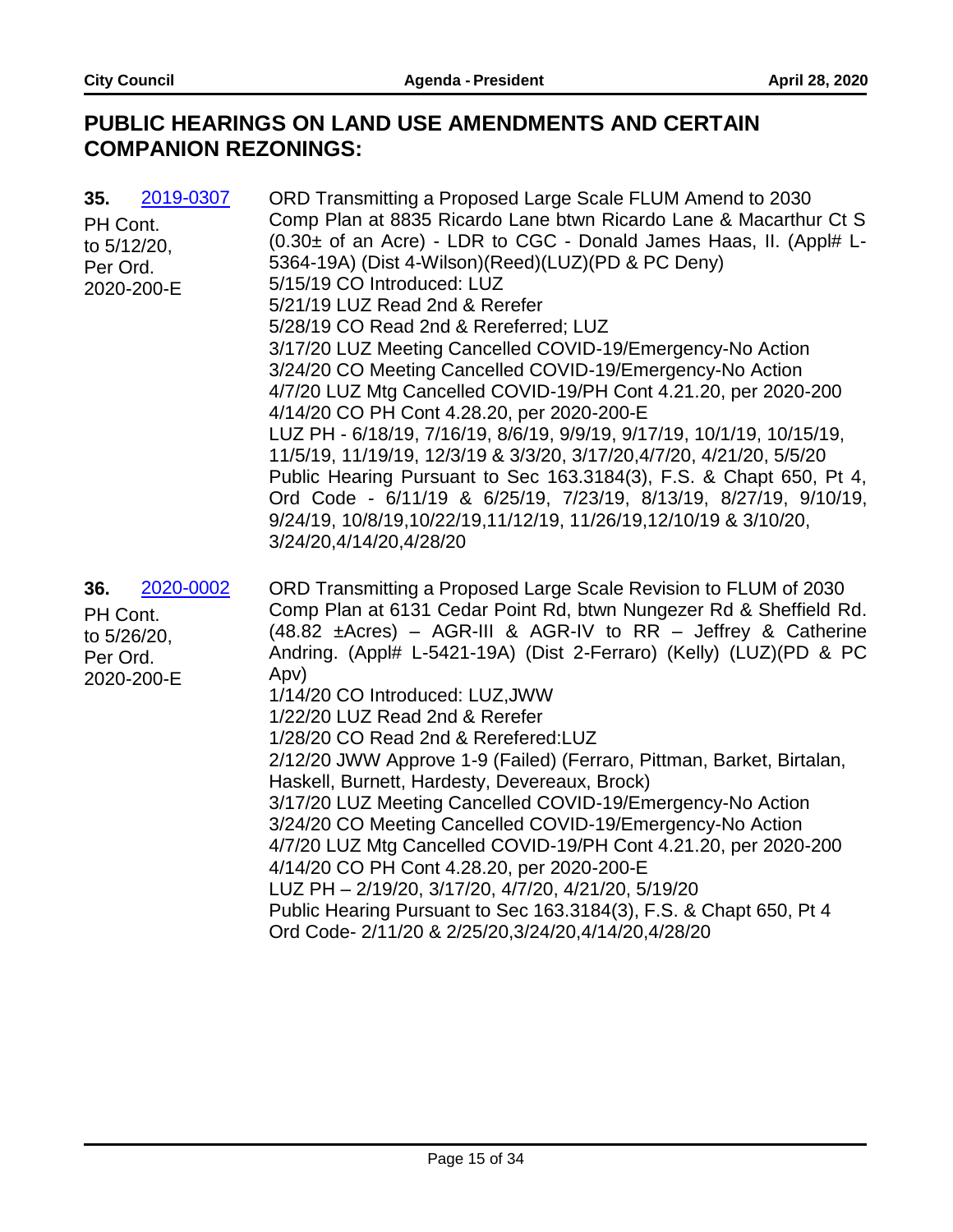## PUBLIC HEARINGS ON LAND USE AMENDMENTS AND CERTAIN COMPANION REZONINGS:

**35.** [2019-0307]

PH Cont. to 5/12/20, Per Ord. 2020-200-E

ORD Transmitting a Proposed Large Scale FLUM Amend to 2030 Comp Plan at 8835 Ricardo Lane btwn Ricardo Lane & Macarthur Ct S (0.30± of an Acre) - LDR to CGC - Donald James Haas, II. (Appl# L-5364-19A) (Dist 4-Wilson)(Reed)(LUZ)(PD & PC Deny)

5/15/19 CO Introduced: LUZ
5/21/19 LUZ Read 2nd & Rerefer
5/28/19 CO Read 2nd & Rereferred; LUZ
3/17/20 LUZ Meeting Cancelled COVID-19/Emergency-No Action
3/24/20 CO Meeting Cancelled COVID-19/Emergency-No Action
4/7/20 LUZ Mtg Cancelled COVID-19/PH Cont 4.21.20, per 2020-200
4/14/20 CO PH Cont 4.28.20, per 2020-200-E
LUZ PH - 6/18/19, 7/16/19, 8/6/19, 9/9/19, 9/17/19, 10/1/19, 10/15/19, 11/5/19, 11/19/19, 12/3/19 & 3/3/20, 3/17/20,4/7/20, 4/21/20, 5/5/20
Public Hearing Pursuant to Sec 163.3184(3), F.S. & Chapt 650, Pt 4, Ord Code - 6/11/19 & 6/25/19, 7/23/19, 8/13/19, 8/27/19, 9/10/19, 9/24/19, 10/8/19,10/22/19,11/12/19, 11/26/19,12/10/19 & 3/10/20, 3/24/20,4/14/20,4/28/20

**36.** [2020-0002]

PH Cont. to 5/26/20, Per Ord. 2020-200-E

ORD Transmitting a Proposed Large Scale Revision to FLUM of 2030 Comp Plan at 6131 Cedar Point Rd, btwn Nungezer Rd & Sheffield Rd. (48.82 ±Acres) – AGR-III & AGR-IV to RR – Jeffrey & Catherine Andring. (Appl# L-5421-19A) (Dist 2-Ferraro) (Kelly) (LUZ)(PD & PC Apv)

1/14/20 CO Introduced: LUZ,JWW
1/22/20 LUZ Read 2nd & Rerefer
1/28/20 CO Read 2nd & Rerefered:LUZ
2/12/20 JWW Approve 1-9 (Failed) (Ferraro, Pittman, Barket, Birtalan, Haskell, Burnett, Hardesty, Devereaux, Brock)
3/17/20 LUZ Meeting Cancelled COVID-19/Emergency-No Action
3/24/20 CO Meeting Cancelled COVID-19/Emergency-No Action
4/7/20 LUZ Mtg Cancelled COVID-19/PH Cont 4.21.20, per 2020-200
4/14/20 CO PH Cont 4.28.20, per 2020-200-E
LUZ PH – 2/19/20, 3/17/20, 4/7/20, 4/21/20, 5/19/20
Public Hearing Pursuant to Sec 163.3184(3), F.S. & Chapt 650, Pt 4 Ord Code- 2/11/20 & 2/25/20,3/24/20,4/14/20,4/28/20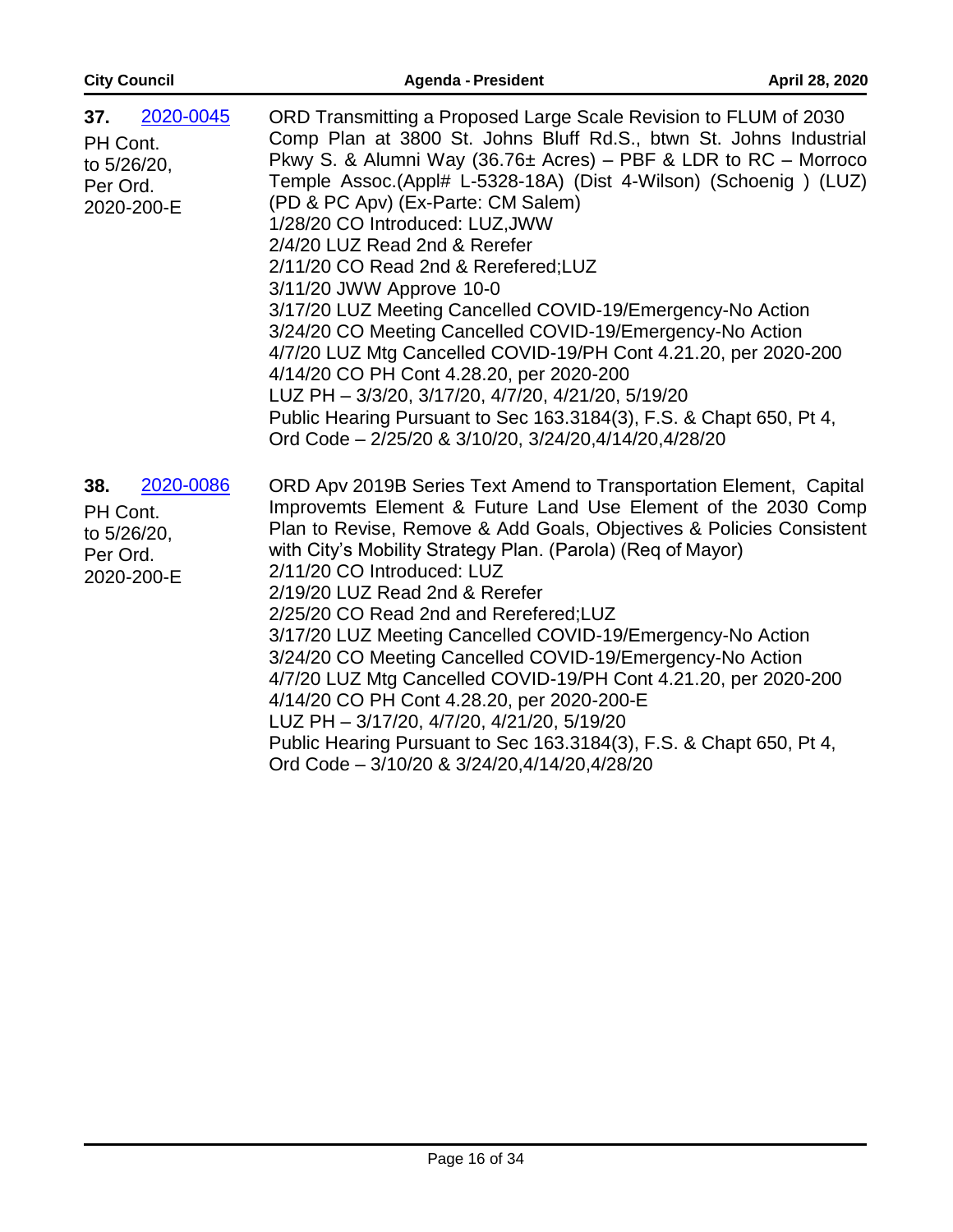**37.** 2020-0045

PH Cont. to 5/26/20, Per Ord. 2020-200-E

ORD Transmitting a Proposed Large Scale Revision to FLUM of 2030 Comp Plan at 3800 St. Johns Bluff Rd.S., btwn St. Johns Industrial Pkwy S. & Alumni Way (36.76± Acres) – PBF & LDR to RC – Morroco Temple Assoc.(Appl# L-5328-18A) (Dist 4-Wilson) (Schoenig ) (LUZ) (PD & PC Apv) (Ex-Parte: CM Salem)
1/28/20 CO Introduced: LUZ,JWW
2/4/20 LUZ Read 2nd & Rerefer
2/11/20 CO Read 2nd & Rerefered;LUZ
3/11/20 JWW Approve 10-0
3/17/20 LUZ Meeting Cancelled COVID-19/Emergency-No Action
3/24/20 CO Meeting Cancelled COVID-19/Emergency-No Action
4/7/20 LUZ Mtg Cancelled COVID-19/PH Cont 4.21.20, per 2020-200
4/14/20 CO PH Cont 4.28.20, per 2020-200
LUZ PH – 3/3/20, 3/17/20, 4/7/20, 4/21/20, 5/19/20
Public Hearing Pursuant to Sec 163.3184(3), F.S. & Chapt 650, Pt 4, Ord Code – 2/25/20 & 3/10/20, 3/24/20,4/14/20,4/28/20

**38.** 2020-0086

PH Cont. to 5/26/20, Per Ord. 2020-200-E

ORD Apv 2019B Series Text Amend to Transportation Element, Capital Improvemts Element & Future Land Use Element of the 2030 Comp Plan to Revise, Remove & Add Goals, Objectives & Policies Consistent with City's Mobility Strategy Plan. (Parola) (Req of Mayor)
2/11/20 CO Introduced: LUZ
2/19/20 LUZ Read 2nd & Rerefer
2/25/20 CO Read 2nd and Rerefered;LUZ
3/17/20 LUZ Meeting Cancelled COVID-19/Emergency-No Action
3/24/20 CO Meeting Cancelled COVID-19/Emergency-No Action
4/7/20 LUZ Mtg Cancelled COVID-19/PH Cont 4.21.20, per 2020-200
4/14/20 CO PH Cont 4.28.20, per 2020-200-E
LUZ PH – 3/17/20, 4/7/20, 4/21/20, 5/19/20
Public Hearing Pursuant to Sec 163.3184(3), F.S. & Chapt 650, Pt 4, Ord Code – 3/10/20 & 3/24/20,4/14/20,4/28/20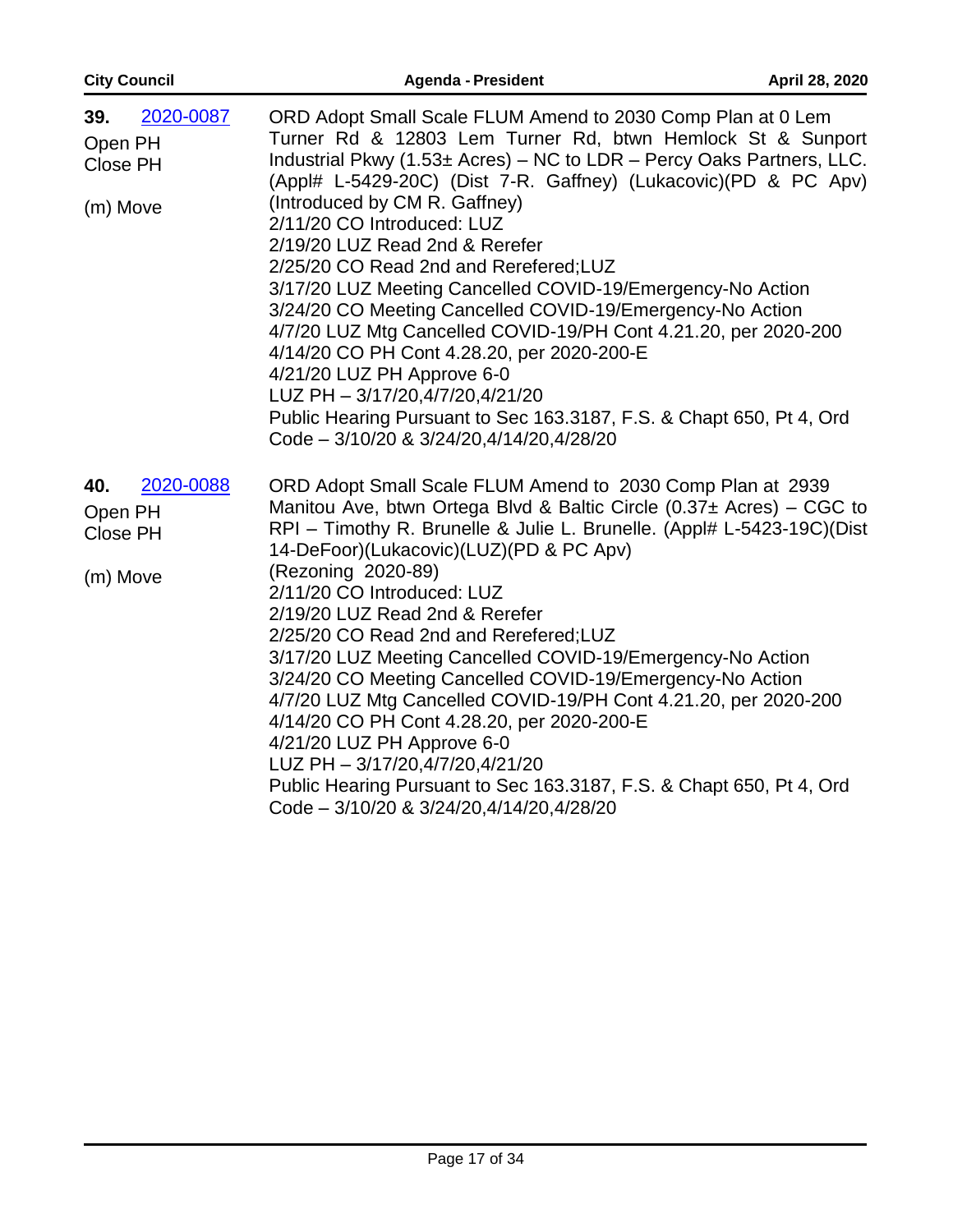**39.** 2020-0087

Open PH
Close PH

(m) Move

ORD Adopt Small Scale FLUM Amend to 2030 Comp Plan at 0 Lem Turner Rd & 12803 Lem Turner Rd, btwn Hemlock St & Sunport Industrial Pkwy (1.53± Acres) – NC to LDR – Percy Oaks Partners, LLC. (Appl# L-5429-20C) (Dist 7-R. Gaffney) (Lukacovic)(PD & PC Apv) (Introduced by CM R. Gaffney)
2/11/20 CO Introduced: LUZ
2/19/20 LUZ Read 2nd & Rerefer
2/25/20 CO Read 2nd and Rerefered;LUZ
3/17/20 LUZ Meeting Cancelled COVID-19/Emergency-No Action
3/24/20 CO Meeting Cancelled COVID-19/Emergency-No Action
4/7/20 LUZ Mtg Cancelled COVID-19/PH Cont 4.21.20, per 2020-200
4/14/20 CO PH Cont 4.28.20, per 2020-200-E
4/21/20 LUZ PH Approve 6-0
LUZ PH – 3/17/20,4/7/20,4/21/20
Public Hearing Pursuant to Sec 163.3187, F.S. & Chapt 650, Pt 4, Ord Code – 3/10/20 & 3/24/20,4/14/20,4/28/20

**40.** 2020-0088

Open PH
Close PH

(m) Move

ORD Adopt Small Scale FLUM Amend to 2030 Comp Plan at 2939 Manitou Ave, btwn Ortega Blvd & Baltic Circle (0.37± Acres) – CGC to RPI – Timothy R. Brunelle & Julie L. Brunelle. (Appl# L-5423-19C)(Dist 14-DeFoor)(Lukacovic)(LUZ)(PD & PC Apv)
(Rezoning 2020-89)
2/11/20 CO Introduced: LUZ
2/19/20 LUZ Read 2nd & Rerefer
2/25/20 CO Read 2nd and Rerefered;LUZ
3/17/20 LUZ Meeting Cancelled COVID-19/Emergency-No Action
3/24/20 CO Meeting Cancelled COVID-19/Emergency-No Action
4/7/20 LUZ Mtg Cancelled COVID-19/PH Cont 4.21.20, per 2020-200
4/14/20 CO PH Cont 4.28.20, per 2020-200-E
4/21/20 LUZ PH Approve 6-0
LUZ PH – 3/17/20,4/7/20,4/21/20
Public Hearing Pursuant to Sec 163.3187, F.S. & Chapt 650, Pt 4, Ord Code – 3/10/20 & 3/24/20,4/14/20,4/28/20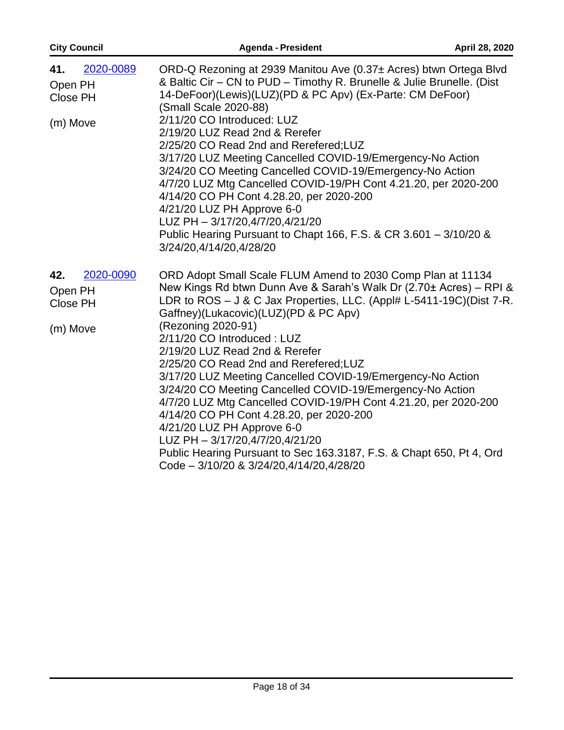**41.** 2020-0089

Open PH
Close PH

(m) Move

ORD-Q Rezoning at 2939 Manitou Ave (0.37± Acres) btwn Ortega Blvd & Baltic Cir – CN to PUD – Timothy R. Brunelle & Julie Brunelle. (Dist 14-DeFoor)(Lewis)(LUZ)(PD & PC Apv) (Ex-Parte: CM DeFoor) (Small Scale 2020-88)
2/11/20 CO Introduced: LUZ
2/19/20 LUZ Read 2nd & Rerefer
2/25/20 CO Read 2nd and Rerefered;LUZ
3/17/20 LUZ Meeting Cancelled COVID-19/Emergency-No Action
3/24/20 CO Meeting Cancelled COVID-19/Emergency-No Action
4/7/20 LUZ Mtg Cancelled COVID-19/PH Cont 4.21.20, per 2020-200
4/14/20 CO PH Cont 4.28.20, per 2020-200
4/21/20 LUZ PH Approve 6-0
LUZ PH – 3/17/20,4/7/20,4/21/20
Public Hearing Pursuant to Chapt 166, F.S. & CR 3.601 – 3/10/20 & 3/24/20,4/14/20,4/28/20

**42.** 2020-0090

Open PH
Close PH

(m) Move

ORD Adopt Small Scale FLUM Amend to 2030 Comp Plan at 11134 New Kings Rd btwn Dunn Ave & Sarah's Walk Dr (2.70± Acres) – RPI & LDR to ROS – J & C Jax Properties, LLC. (Appl# L-5411-19C)(Dist 7-R. Gaffney)(Lukacovic)(LUZ)(PD & PC Apv)
(Rezoning 2020-91)
2/11/20 CO Introduced : LUZ
2/19/20 LUZ Read 2nd & Rerefer
2/25/20 CO Read 2nd and Rerefered;LUZ
3/17/20 LUZ Meeting Cancelled COVID-19/Emergency-No Action
3/24/20 CO Meeting Cancelled COVID-19/Emergency-No Action
4/7/20 LUZ Mtg Cancelled COVID-19/PH Cont 4.21.20, per 2020-200
4/14/20 CO PH Cont 4.28.20, per 2020-200
4/21/20 LUZ PH Approve 6-0
LUZ PH – 3/17/20,4/7/20,4/21/20
Public Hearing Pursuant to Sec 163.3187, F.S. & Chapt 650, Pt 4, Ord Code – 3/10/20 & 3/24/20,4/14/20,4/28/20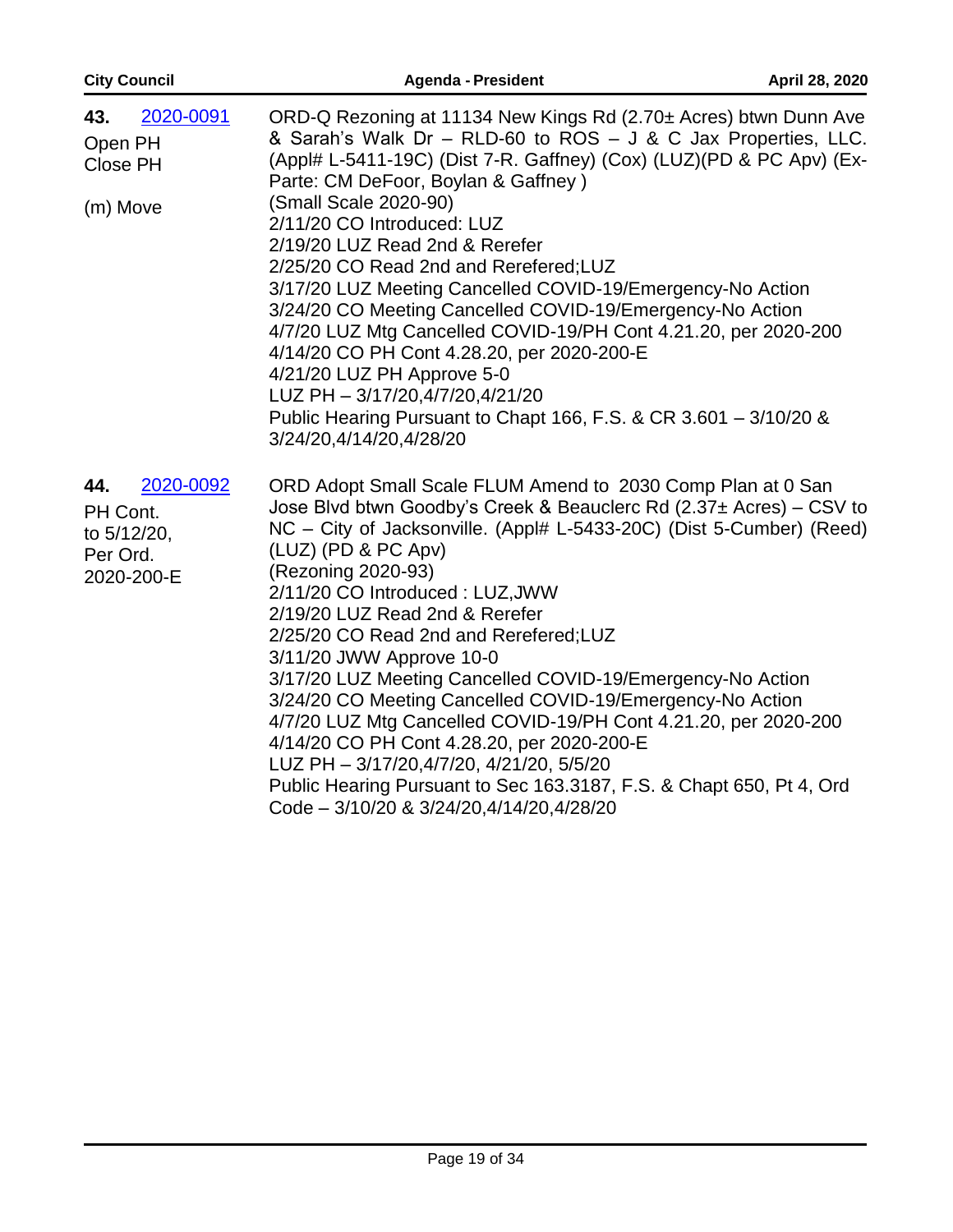| | |
|---|---|
| **43.** 2020-0091<br>Open PH<br>Close PH<br><br>(m) Move | ORD-Q Rezoning at 11134 New Kings Rd (2.70± Acres) btwn Dunn Ave & Sarah's Walk Dr – RLD-60 to ROS – J & C Jax Properties, LLC. (Appl# L-5411-19C) (Dist 7-R. Gaffney) (Cox) (LUZ)(PD & PC Apv) (Ex-Parte: CM DeFoor, Boylan & Gaffney )<br>(Small Scale 2020-90)<br>2/11/20 CO Introduced: LUZ<br>2/19/20 LUZ Read 2nd & Rerefer<br>2/25/20 CO Read 2nd and Rerefered;LUZ<br>3/17/20 LUZ Meeting Cancelled COVID-19/Emergency-No Action<br>3/24/20 CO Meeting Cancelled COVID-19/Emergency-No Action<br>4/7/20 LUZ Mtg Cancelled COVID-19/PH Cont 4.21.20, per 2020-200<br>4/14/20 CO PH Cont 4.28.20, per 2020-200-E<br>4/21/20 LUZ PH Approve 5-0<br>LUZ PH – 3/17/20,4/7/20,4/21/20<br>Public Hearing Pursuant to Chapt 166, F.S. & CR 3.601 – 3/10/20 & 3/24/20,4/14/20,4/28/20 |
| **44.** 2020-0092<br>PH Cont. to 5/12/20, Per Ord. 2020-200-E | ORD Adopt Small Scale FLUM Amend to 2030 Comp Plan at 0 San Jose Blvd btwn Goodby's Creek & Beauclerc Rd (2.37± Acres) – CSV to NC – City of Jacksonville. (Appl# L-5433-20C) (Dist 5-Cumber) (Reed) (LUZ) (PD & PC Apv)<br>(Rezoning 2020-93)<br>2/11/20 CO Introduced : LUZ,JWW<br>2/19/20 LUZ Read 2nd & Rerefer<br>2/25/20 CO Read 2nd and Rerefered;LUZ<br>3/11/20 JWW Approve 10-0<br>3/17/20 LUZ Meeting Cancelled COVID-19/Emergency-No Action<br>3/24/20 CO Meeting Cancelled COVID-19/Emergency-No Action<br>4/7/20 LUZ Mtg Cancelled COVID-19/PH Cont 4.21.20, per 2020-200<br>4/14/20 CO PH Cont 4.28.20, per 2020-200-E<br>LUZ PH – 3/17/20,4/7/20, 4/21/20, 5/5/20<br>Public Hearing Pursuant to Sec 163.3187, F.S. & Chapt 650, Pt 4, Ord Code – 3/10/20 & 3/24/20,4/14/20,4/28/20 |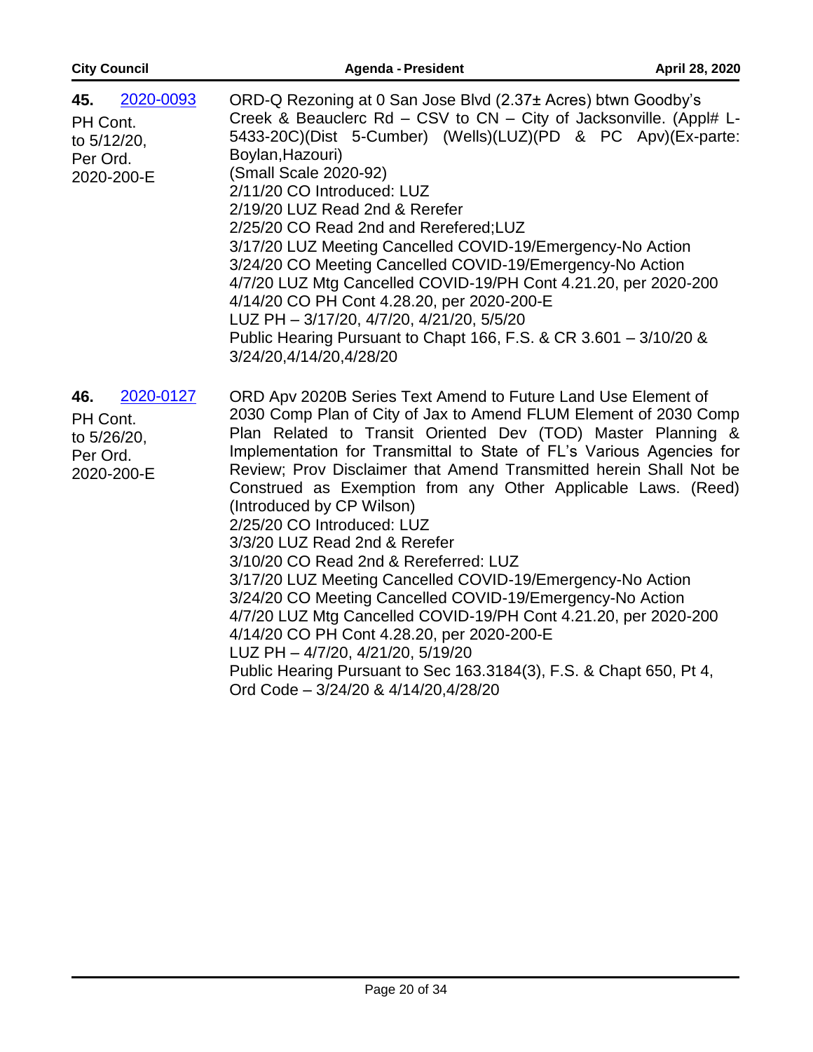**45.** [2020-0093](2020-0093)

PH Cont. to 5/12/20, Per Ord. 2020-200-E

ORD-Q Rezoning at 0 San Jose Blvd (2.37± Acres) btwn Goodby's Creek & Beauclerc Rd – CSV to CN – City of Jacksonville. (Appl# L-5433-20C)(Dist 5-Cumber) (Wells)(LUZ)(PD & PC Apv)(Ex-parte: Boylan,Hazouri)
(Small Scale 2020-92)
2/11/20 CO Introduced: LUZ
2/19/20 LUZ Read 2nd & Rerefer
2/25/20 CO Read 2nd and Rerefered;LUZ
3/17/20 LUZ Meeting Cancelled COVID-19/Emergency-No Action
3/24/20 CO Meeting Cancelled COVID-19/Emergency-No Action
4/7/20 LUZ Mtg Cancelled COVID-19/PH Cont 4.21.20, per 2020-200
4/14/20 CO PH Cont 4.28.20, per 2020-200-E
LUZ PH – 3/17/20, 4/7/20, 4/21/20, 5/5/20
Public Hearing Pursuant to Chapt 166, F.S. & CR 3.601 – 3/10/20 & 3/24/20,4/14/20,4/28/20

**46.** [2020-0127](2020-0127)

PH Cont. to 5/26/20, Per Ord. 2020-200-E

ORD Apv 2020B Series Text Amend to Future Land Use Element of 2030 Comp Plan of City of Jax to Amend FLUM Element of 2030 Comp Plan Related to Transit Oriented Dev (TOD) Master Planning & Implementation for Transmittal to State of FL's Various Agencies for Review; Prov Disclaimer that Amend Transmitted herein Shall Not be Construed as Exemption from any Other Applicable Laws. (Reed) (Introduced by CP Wilson)
2/25/20 CO Introduced: LUZ
3/3/20 LUZ Read 2nd & Rerefer
3/10/20 CO Read 2nd & Rereferred: LUZ
3/17/20 LUZ Meeting Cancelled COVID-19/Emergency-No Action
3/24/20 CO Meeting Cancelled COVID-19/Emergency-No Action
4/7/20 LUZ Mtg Cancelled COVID-19/PH Cont 4.21.20, per 2020-200
4/14/20 CO PH Cont 4.28.20, per 2020-200-E
LUZ PH – 4/7/20, 4/21/20, 5/19/20
Public Hearing Pursuant to Sec 163.3184(3), F.S. & Chapt 650, Pt 4, Ord Code – 3/24/20 & 4/14/20,4/28/20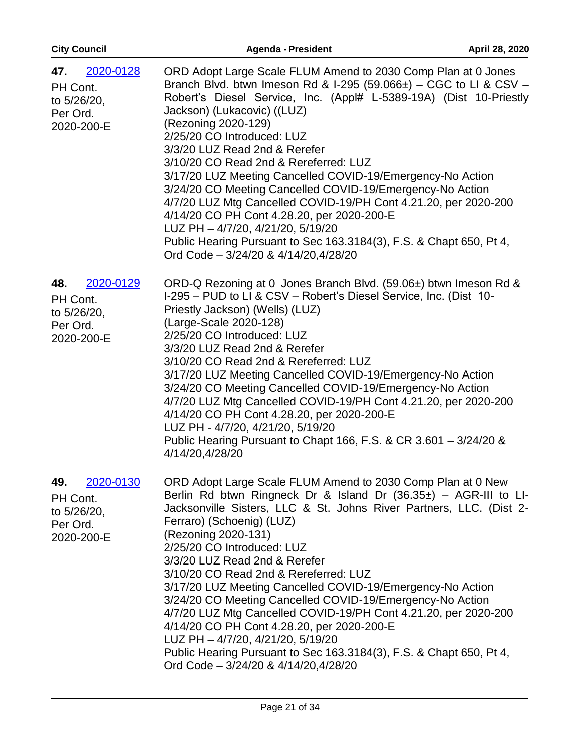| | |
|---|---|
| **47.** 2020-0128<br>PH Cont. to 5/26/20, Per Ord. 2020-200-E | ORD Adopt Large Scale FLUM Amend to 2030 Comp Plan at 0 Jones Branch Blvd. btwn Imeson Rd & I-295 (59.066±) – CGC to LI & CSV – Robert's Diesel Service, Inc. (Appl# L-5389-19A) (Dist 10-Priestly Jackson) (Lukacovic) ((LUZ)<br>(Rezoning 2020-129)<br>2/25/20 CO Introduced: LUZ<br>3/3/20 LUZ Read 2nd & Rerefer<br>3/10/20 CO Read 2nd & Rereferred: LUZ<br>3/17/20 LUZ Meeting Cancelled COVID-19/Emergency-No Action<br>3/24/20 CO Meeting Cancelled COVID-19/Emergency-No Action<br>4/7/20 LUZ Mtg Cancelled COVID-19/PH Cont 4.21.20, per 2020-200<br>4/14/20 CO PH Cont 4.28.20, per 2020-200-E<br>LUZ PH – 4/7/20, 4/21/20, 5/19/20<br>Public Hearing Pursuant to Sec 163.3184(3), F.S. & Chapt 650, Pt 4, Ord Code – 3/24/20 & 4/14/20,4/28/20 |
| **48.** 2020-0129<br>PH Cont. to 5/26/20, Per Ord. 2020-200-E | ORD-Q Rezoning at 0 Jones Branch Blvd. (59.06±) btwn Imeson Rd & I-295 – PUD to LI & CSV – Robert's Diesel Service, Inc. (Dist 10-Priestly Jackson) (Wells) (LUZ)<br>(Large-Scale 2020-128)<br>2/25/20 CO Introduced: LUZ<br>3/3/20 LUZ Read 2nd & Rerefer<br>3/10/20 CO Read 2nd & Rereferred: LUZ<br>3/17/20 LUZ Meeting Cancelled COVID-19/Emergency-No Action<br>3/24/20 CO Meeting Cancelled COVID-19/Emergency-No Action<br>4/7/20 LUZ Mtg Cancelled COVID-19/PH Cont 4.21.20, per 2020-200<br>4/14/20 CO PH Cont 4.28.20, per 2020-200-E<br>LUZ PH - 4/7/20, 4/21/20, 5/19/20<br>Public Hearing Pursuant to Chapt 166, F.S. & CR 3.601 – 3/24/20 & 4/14/20,4/28/20 |
| **49.** 2020-0130<br>PH Cont. to 5/26/20, Per Ord. 2020-200-E | ORD Adopt Large Scale FLUM Amend to 2030 Comp Plan at 0 New Berlin Rd btwn Ringneck Dr & Island Dr (36.35±) – AGR-III to LI-Jacksonville Sisters, LLC & St. Johns River Partners, LLC. (Dist 2-Ferraro) (Schoenig) (LUZ)<br>(Rezoning 2020-131)<br>2/25/20 CO Introduced: LUZ<br>3/3/20 LUZ Read 2nd & Rerefer<br>3/10/20 CO Read 2nd & Rereferred: LUZ<br>3/17/20 LUZ Meeting Cancelled COVID-19/Emergency-No Action<br>3/24/20 CO Meeting Cancelled COVID-19/Emergency-No Action<br>4/7/20 LUZ Mtg Cancelled COVID-19/PH Cont 4.21.20, per 2020-200<br>4/14/20 CO PH Cont 4.28.20, per 2020-200-E<br>LUZ PH – 4/7/20, 4/21/20, 5/19/20<br>Public Hearing Pursuant to Sec 163.3184(3), F.S. & Chapt 650, Pt 4, Ord Code – 3/24/20 & 4/14/20,4/28/20 |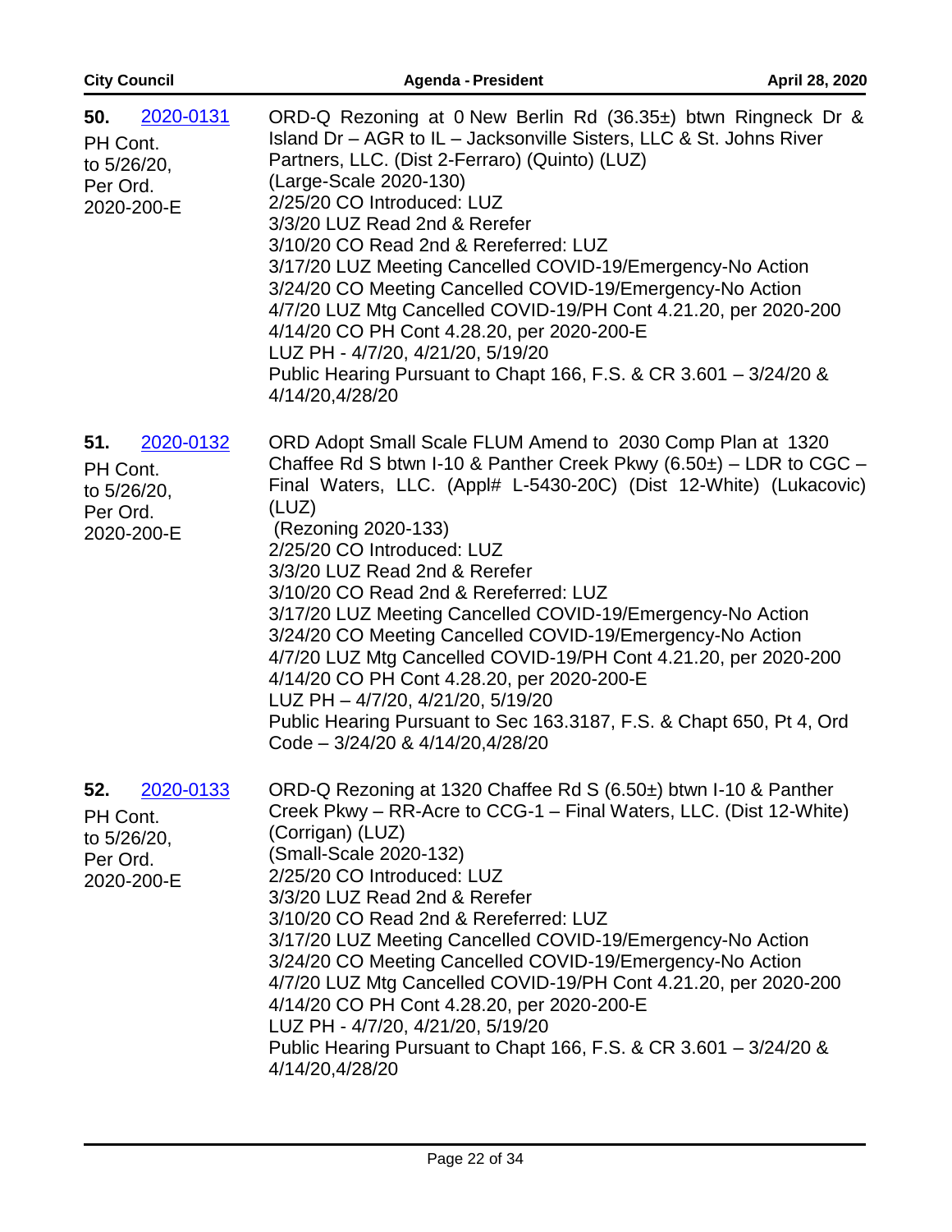**50.** 2020-0131

PH Cont. to 5/26/20, Per Ord. 2020-200-E

ORD-Q Rezoning at 0 New Berlin Rd (36.35±) btwn Ringneck Dr & Island Dr – AGR to IL – Jacksonville Sisters, LLC & St. Johns River Partners, LLC. (Dist 2-Ferraro) (Quinto) (LUZ)
(Large-Scale 2020-130)
2/25/20 CO Introduced: LUZ
3/3/20 LUZ Read 2nd & Rerefer
3/10/20 CO Read 2nd & Rereferred: LUZ
3/17/20 LUZ Meeting Cancelled COVID-19/Emergency-No Action
3/24/20 CO Meeting Cancelled COVID-19/Emergency-No Action
4/7/20 LUZ Mtg Cancelled COVID-19/PH Cont 4.21.20, per 2020-200
4/14/20 CO PH Cont 4.28.20, per 2020-200-E
LUZ PH - 4/7/20, 4/21/20, 5/19/20
Public Hearing Pursuant to Chapt 166, F.S. & CR 3.601 – 3/24/20 & 4/14/20,4/28/20

**51.** 2020-0132

PH Cont. to 5/26/20, Per Ord. 2020-200-E

ORD Adopt Small Scale FLUM Amend to 2030 Comp Plan at 1320 Chaffee Rd S btwn I-10 & Panther Creek Pkwy (6.50±) – LDR to CGC – Final Waters, LLC. (Appl# L-5430-20C) (Dist 12-White) (Lukacovic) (LUZ)
(Rezoning 2020-133)
2/25/20 CO Introduced: LUZ
3/3/20 LUZ Read 2nd & Rerefer
3/10/20 CO Read 2nd & Rereferred: LUZ
3/17/20 LUZ Meeting Cancelled COVID-19/Emergency-No Action
3/24/20 CO Meeting Cancelled COVID-19/Emergency-No Action
4/7/20 LUZ Mtg Cancelled COVID-19/PH Cont 4.21.20, per 2020-200
4/14/20 CO PH Cont 4.28.20, per 2020-200-E
LUZ PH – 4/7/20, 4/21/20, 5/19/20
Public Hearing Pursuant to Sec 163.3187, F.S. & Chapt 650, Pt 4, Ord Code – 3/24/20 & 4/14/20,4/28/20

**52.** 2020-0133

PH Cont. to 5/26/20, Per Ord. 2020-200-E

ORD-Q Rezoning at 1320 Chaffee Rd S (6.50±) btwn I-10 & Panther Creek Pkwy – RR-Acre to CCG-1 – Final Waters, LLC. (Dist 12-White) (Corrigan) (LUZ)
(Small-Scale 2020-132)
2/25/20 CO Introduced: LUZ
3/3/20 LUZ Read 2nd & Rerefer
3/10/20 CO Read 2nd & Rereferred: LUZ
3/17/20 LUZ Meeting Cancelled COVID-19/Emergency-No Action
3/24/20 CO Meeting Cancelled COVID-19/Emergency-No Action
4/7/20 LUZ Mtg Cancelled COVID-19/PH Cont 4.21.20, per 2020-200
4/14/20 CO PH Cont 4.28.20, per 2020-200-E
LUZ PH - 4/7/20, 4/21/20, 5/19/20
Public Hearing Pursuant to Chapt 166, F.S. & CR 3.601 – 3/24/20 & 4/14/20,4/28/20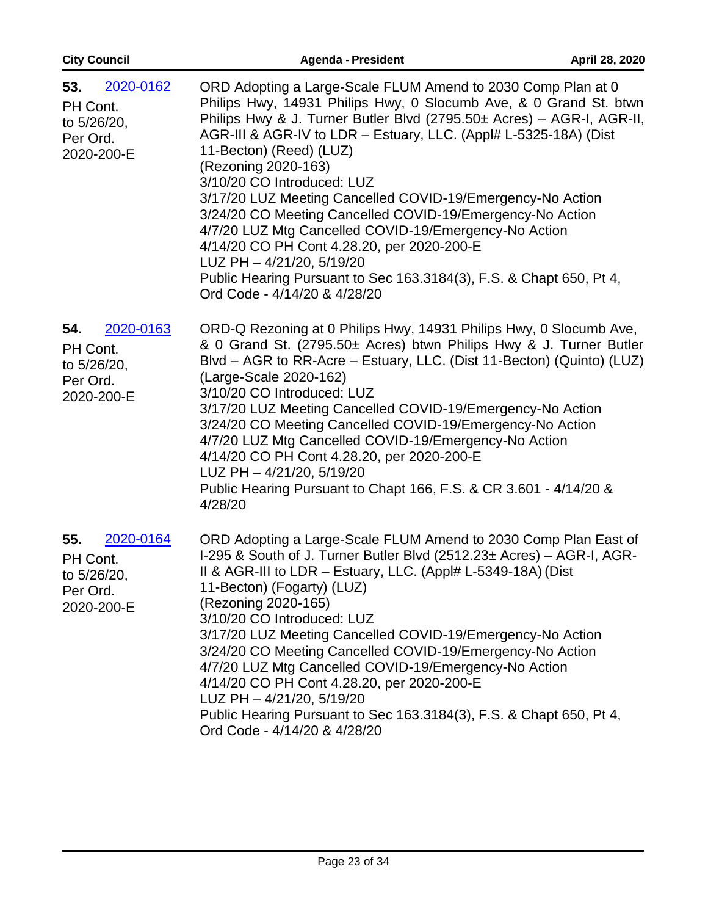**53.** 2020-0162

PH Cont. to 5/26/20, Per Ord. 2020-200-E

ORD Adopting a Large-Scale FLUM Amend to 2030 Comp Plan at 0 Philips Hwy, 14931 Philips Hwy, 0 Slocumb Ave, & 0 Grand St. btwn Philips Hwy & J. Turner Butler Blvd (2795.50± Acres) – AGR-I, AGR-II, AGR-III & AGR-IV to LDR – Estuary, LLC. (Appl# L-5325-18A) (Dist 11-Becton) (Reed) (LUZ)
(Rezoning 2020-163)
3/10/20 CO Introduced: LUZ
3/17/20 LUZ Meeting Cancelled COVID-19/Emergency-No Action
3/24/20 CO Meeting Cancelled COVID-19/Emergency-No Action
4/7/20 LUZ Mtg Cancelled COVID-19/Emergency-No Action
4/14/20 CO PH Cont 4.28.20, per 2020-200-E
LUZ PH – 4/21/20, 5/19/20
Public Hearing Pursuant to Sec 163.3184(3), F.S. & Chapt 650, Pt 4, Ord Code - 4/14/20 & 4/28/20

**54.** 2020-0163

PH Cont. to 5/26/20, Per Ord. 2020-200-E

ORD-Q Rezoning at 0 Philips Hwy, 14931 Philips Hwy, 0 Slocumb Ave, & 0 Grand St. (2795.50± Acres) btwn Philips Hwy & J. Turner Butler Blvd – AGR to RR-Acre – Estuary, LLC. (Dist 11-Becton) (Quinto) (LUZ)
(Large-Scale 2020-162)
3/10/20 CO Introduced: LUZ
3/17/20 LUZ Meeting Cancelled COVID-19/Emergency-No Action
3/24/20 CO Meeting Cancelled COVID-19/Emergency-No Action
4/7/20 LUZ Mtg Cancelled COVID-19/Emergency-No Action
4/14/20 CO PH Cont 4.28.20, per 2020-200-E
LUZ PH – 4/21/20, 5/19/20
Public Hearing Pursuant to Chapt 166, F.S. & CR 3.601 - 4/14/20 & 4/28/20

**55.** 2020-0164

PH Cont. to 5/26/20, Per Ord. 2020-200-E

ORD Adopting a Large-Scale FLUM Amend to 2030 Comp Plan East of I-295 & South of J. Turner Butler Blvd (2512.23± Acres) – AGR-I, AGR-II & AGR-III to LDR – Estuary, LLC. (Appl# L-5349-18A) (Dist 11-Becton) (Fogarty) (LUZ)
(Rezoning 2020-165)
3/10/20 CO Introduced: LUZ
3/17/20 LUZ Meeting Cancelled COVID-19/Emergency-No Action
3/24/20 CO Meeting Cancelled COVID-19/Emergency-No Action
4/7/20 LUZ Mtg Cancelled COVID-19/Emergency-No Action
4/14/20 CO PH Cont 4.28.20, per 2020-200-E
LUZ PH – 4/21/20, 5/19/20
Public Hearing Pursuant to Sec 163.3184(3), F.S. & Chapt 650, Pt 4, Ord Code - 4/14/20 & 4/28/20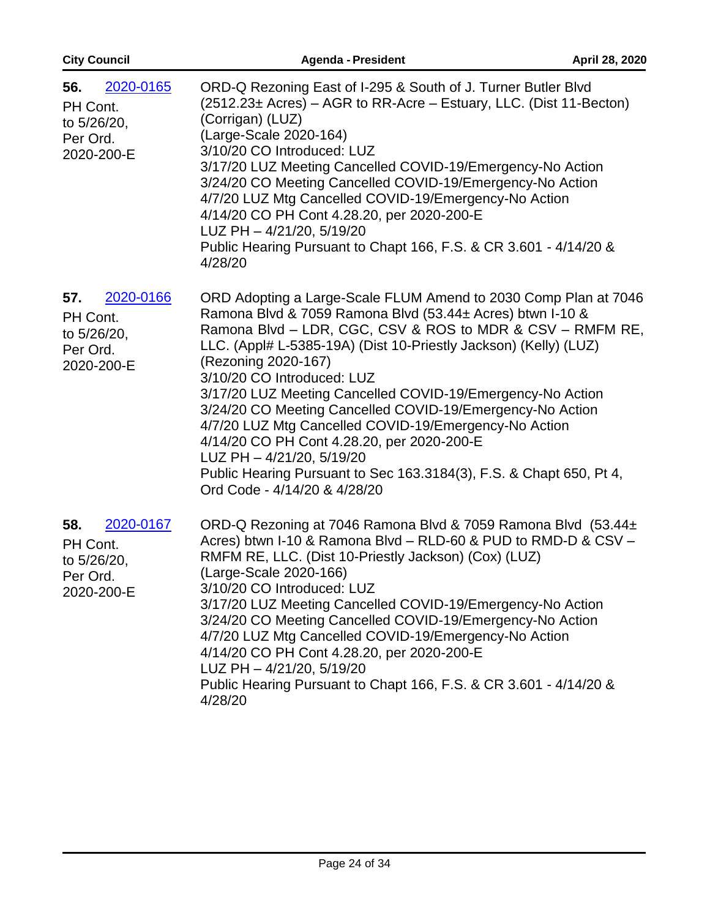**56.** 2020-0165

PH Cont. to 5/26/20, Per Ord. 2020-200-E

ORD-Q Rezoning East of I-295 & South of J. Turner Butler Blvd (2512.23± Acres) – AGR to RR-Acre – Estuary, LLC. (Dist 11-Becton) (Corrigan) (LUZ)
(Large-Scale 2020-164)
3/10/20 CO Introduced: LUZ
3/17/20 LUZ Meeting Cancelled COVID-19/Emergency-No Action
3/24/20 CO Meeting Cancelled COVID-19/Emergency-No Action
4/7/20 LUZ Mtg Cancelled COVID-19/Emergency-No Action
4/14/20 CO PH Cont 4.28.20, per 2020-200-E
LUZ PH – 4/21/20, 5/19/20
Public Hearing Pursuant to Chapt 166, F.S. & CR 3.601 - 4/14/20 & 4/28/20

**57.** 2020-0166

PH Cont. to 5/26/20, Per Ord. 2020-200-E

ORD Adopting a Large-Scale FLUM Amend to 2030 Comp Plan at 7046 Ramona Blvd & 7059 Ramona Blvd (53.44± Acres) btwn I-10 & Ramona Blvd – LDR, CGC, CSV & ROS to MDR & CSV – RMFM RE, LLC. (Appl# L-5385-19A) (Dist 10-Priestly Jackson) (Kelly) (LUZ)
(Rezoning 2020-167)
3/10/20 CO Introduced: LUZ
3/17/20 LUZ Meeting Cancelled COVID-19/Emergency-No Action
3/24/20 CO Meeting Cancelled COVID-19/Emergency-No Action
4/7/20 LUZ Mtg Cancelled COVID-19/Emergency-No Action
4/14/20 CO PH Cont 4.28.20, per 2020-200-E
LUZ PH – 4/21/20, 5/19/20
Public Hearing Pursuant to Sec 163.3184(3), F.S. & Chapt 650, Pt 4, Ord Code - 4/14/20 & 4/28/20

**58.** 2020-0167

PH Cont. to 5/26/20, Per Ord. 2020-200-E

ORD-Q Rezoning at 7046 Ramona Blvd & 7059 Ramona Blvd (53.44± Acres) btwn I-10 & Ramona Blvd – RLD-60 & PUD to RMD-D & CSV – RMFM RE, LLC. (Dist 10-Priestly Jackson) (Cox) (LUZ)
(Large-Scale 2020-166)
3/10/20 CO Introduced: LUZ
3/17/20 LUZ Meeting Cancelled COVID-19/Emergency-No Action
3/24/20 CO Meeting Cancelled COVID-19/Emergency-No Action
4/7/20 LUZ Mtg Cancelled COVID-19/Emergency-No Action
4/14/20 CO PH Cont 4.28.20, per 2020-200-E
LUZ PH – 4/21/20, 5/19/20
Public Hearing Pursuant to Chapt 166, F.S. & CR 3.601 - 4/14/20 & 4/28/20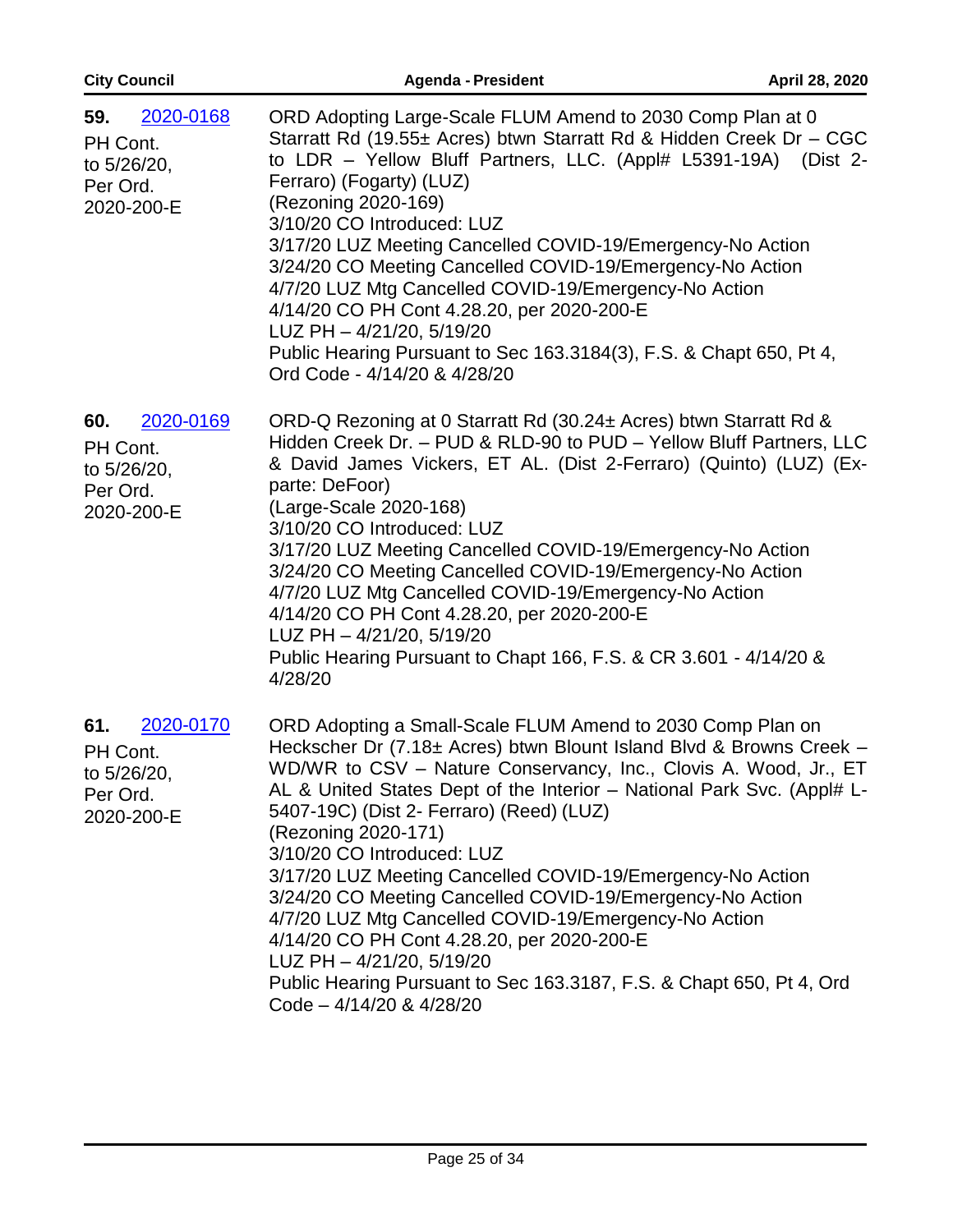**59.** 2020-0168

PH Cont. to 5/26/20, Per Ord. 2020-200-E

ORD Adopting Large-Scale FLUM Amend to 2030 Comp Plan at 0 Starratt Rd (19.55± Acres) btwn Starratt Rd & Hidden Creek Dr – CGC to LDR – Yellow Bluff Partners, LLC. (Appl# L5391-19A) (Dist 2-Ferraro) (Fogarty) (LUZ)
(Rezoning 2020-169)
3/10/20 CO Introduced: LUZ
3/17/20 LUZ Meeting Cancelled COVID-19/Emergency-No Action
3/24/20 CO Meeting Cancelled COVID-19/Emergency-No Action
4/7/20 LUZ Mtg Cancelled COVID-19/Emergency-No Action
4/14/20 CO PH Cont 4.28.20, per 2020-200-E
LUZ PH – 4/21/20, 5/19/20
Public Hearing Pursuant to Sec 163.3184(3), F.S. & Chapt 650, Pt 4, Ord Code - 4/14/20 & 4/28/20

**60.** 2020-0169

PH Cont. to 5/26/20, Per Ord. 2020-200-E

ORD-Q Rezoning at 0 Starratt Rd (30.24± Acres) btwn Starratt Rd & Hidden Creek Dr. – PUD & RLD-90 to PUD – Yellow Bluff Partners, LLC & David James Vickers, ET AL. (Dist 2-Ferraro) (Quinto) (LUZ) (Ex-parte: DeFoor)
(Large-Scale 2020-168)
3/10/20 CO Introduced: LUZ
3/17/20 LUZ Meeting Cancelled COVID-19/Emergency-No Action
3/24/20 CO Meeting Cancelled COVID-19/Emergency-No Action
4/7/20 LUZ Mtg Cancelled COVID-19/Emergency-No Action
4/14/20 CO PH Cont 4.28.20, per 2020-200-E
LUZ PH – 4/21/20, 5/19/20
Public Hearing Pursuant to Chapt 166, F.S. & CR 3.601 - 4/14/20 & 4/28/20

**61.** 2020-0170

PH Cont. to 5/26/20, Per Ord. 2020-200-E

ORD Adopting a Small-Scale FLUM Amend to 2030 Comp Plan on Heckscher Dr (7.18± Acres) btwn Blount Island Blvd & Browns Creek – WD/WR to CSV – Nature Conservancy, Inc., Clovis A. Wood, Jr., ET AL & United States Dept of the Interior – National Park Svc. (Appl# L-5407-19C) (Dist 2- Ferraro) (Reed) (LUZ)
(Rezoning 2020-171)
3/10/20 CO Introduced: LUZ
3/17/20 LUZ Meeting Cancelled COVID-19/Emergency-No Action
3/24/20 CO Meeting Cancelled COVID-19/Emergency-No Action
4/7/20 LUZ Mtg Cancelled COVID-19/Emergency-No Action
4/14/20 CO PH Cont 4.28.20, per 2020-200-E
LUZ PH – 4/21/20, 5/19/20
Public Hearing Pursuant to Sec 163.3187, F.S. & Chapt 650, Pt 4, Ord Code – 4/14/20 & 4/28/20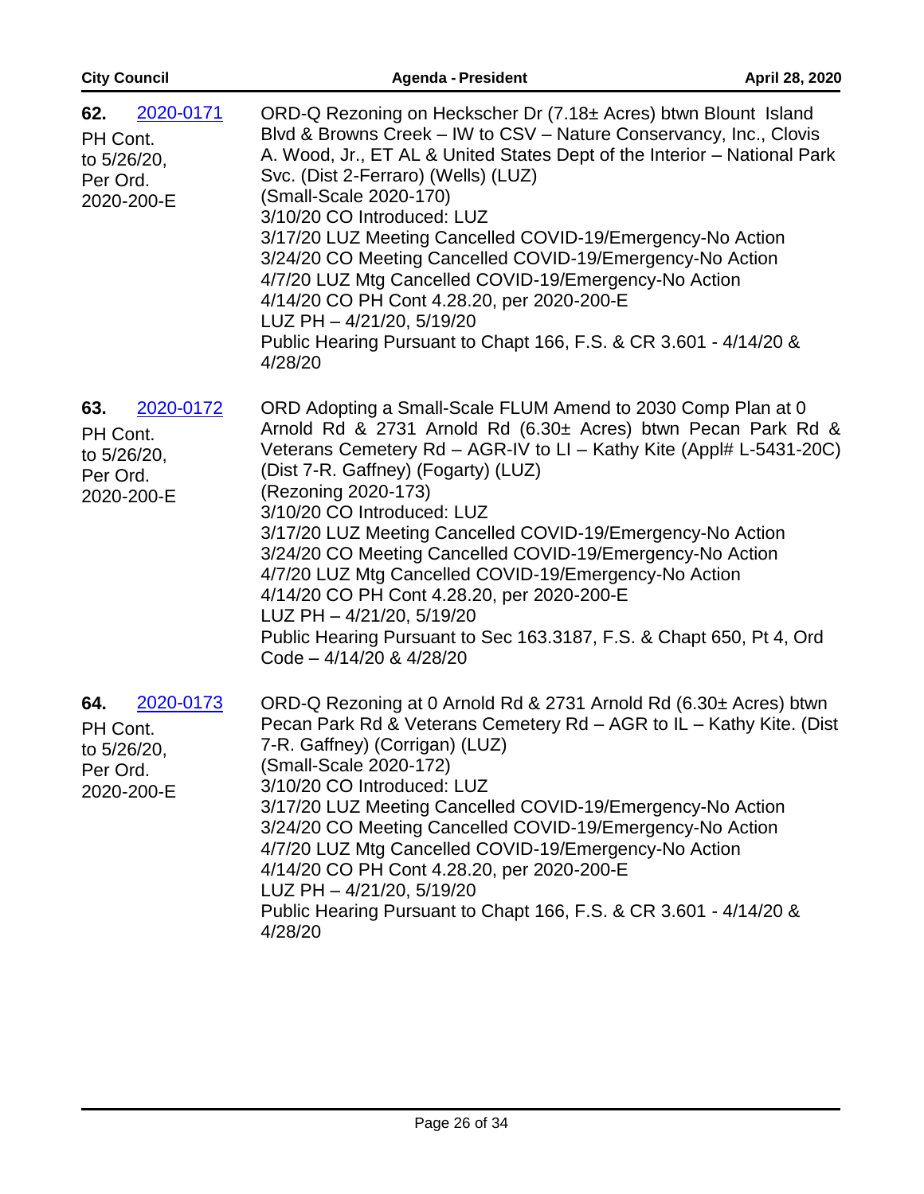**62.** 2020-0171

PH Cont. to 5/26/20, Per Ord. 2020-200-E

ORD-Q Rezoning on Heckscher Dr (7.18± Acres) btwn Blount Island Blvd & Browns Creek – IW to CSV – Nature Conservancy, Inc., Clovis A. Wood, Jr., ET AL & United States Dept of the Interior – National Park Svc. (Dist 2-Ferraro) (Wells) (LUZ)
(Small-Scale 2020-170)
3/10/20 CO Introduced: LUZ
3/17/20 LUZ Meeting Cancelled COVID-19/Emergency-No Action
3/24/20 CO Meeting Cancelled COVID-19/Emergency-No Action
4/7/20 LUZ Mtg Cancelled COVID-19/Emergency-No Action
4/14/20 CO PH Cont 4.28.20, per 2020-200-E
LUZ PH – 4/21/20, 5/19/20
Public Hearing Pursuant to Chapt 166, F.S. & CR 3.601 - 4/14/20 & 4/28/20

**63.** 2020-0172

PH Cont. to 5/26/20, Per Ord. 2020-200-E

ORD Adopting a Small-Scale FLUM Amend to 2030 Comp Plan at 0 Arnold Rd & 2731 Arnold Rd (6.30± Acres) btwn Pecan Park Rd & Veterans Cemetery Rd – AGR-IV to LI – Kathy Kite (Appl# L-5431-20C) (Dist 7-R. Gaffney) (Fogarty) (LUZ)
(Rezoning 2020-173)
3/10/20 CO Introduced: LUZ
3/17/20 LUZ Meeting Cancelled COVID-19/Emergency-No Action
3/24/20 CO Meeting Cancelled COVID-19/Emergency-No Action
4/7/20 LUZ Mtg Cancelled COVID-19/Emergency-No Action
4/14/20 CO PH Cont 4.28.20, per 2020-200-E
LUZ PH – 4/21/20, 5/19/20
Public Hearing Pursuant to Sec 163.3187, F.S. & Chapt 650, Pt 4, Ord Code – 4/14/20 & 4/28/20

**64.** 2020-0173

PH Cont. to 5/26/20, Per Ord. 2020-200-E

ORD-Q Rezoning at 0 Arnold Rd & 2731 Arnold Rd (6.30± Acres) btwn Pecan Park Rd & Veterans Cemetery Rd – AGR to IL – Kathy Kite. (Dist 7-R. Gaffney) (Corrigan) (LUZ)
(Small-Scale 2020-172)
3/10/20 CO Introduced: LUZ
3/17/20 LUZ Meeting Cancelled COVID-19/Emergency-No Action
3/24/20 CO Meeting Cancelled COVID-19/Emergency-No Action
4/7/20 LUZ Mtg Cancelled COVID-19/Emergency-No Action
4/14/20 CO PH Cont 4.28.20, per 2020-200-E
LUZ PH – 4/21/20, 5/19/20
Public Hearing Pursuant to Chapt 166, F.S. & CR 3.601 - 4/14/20 & 4/28/20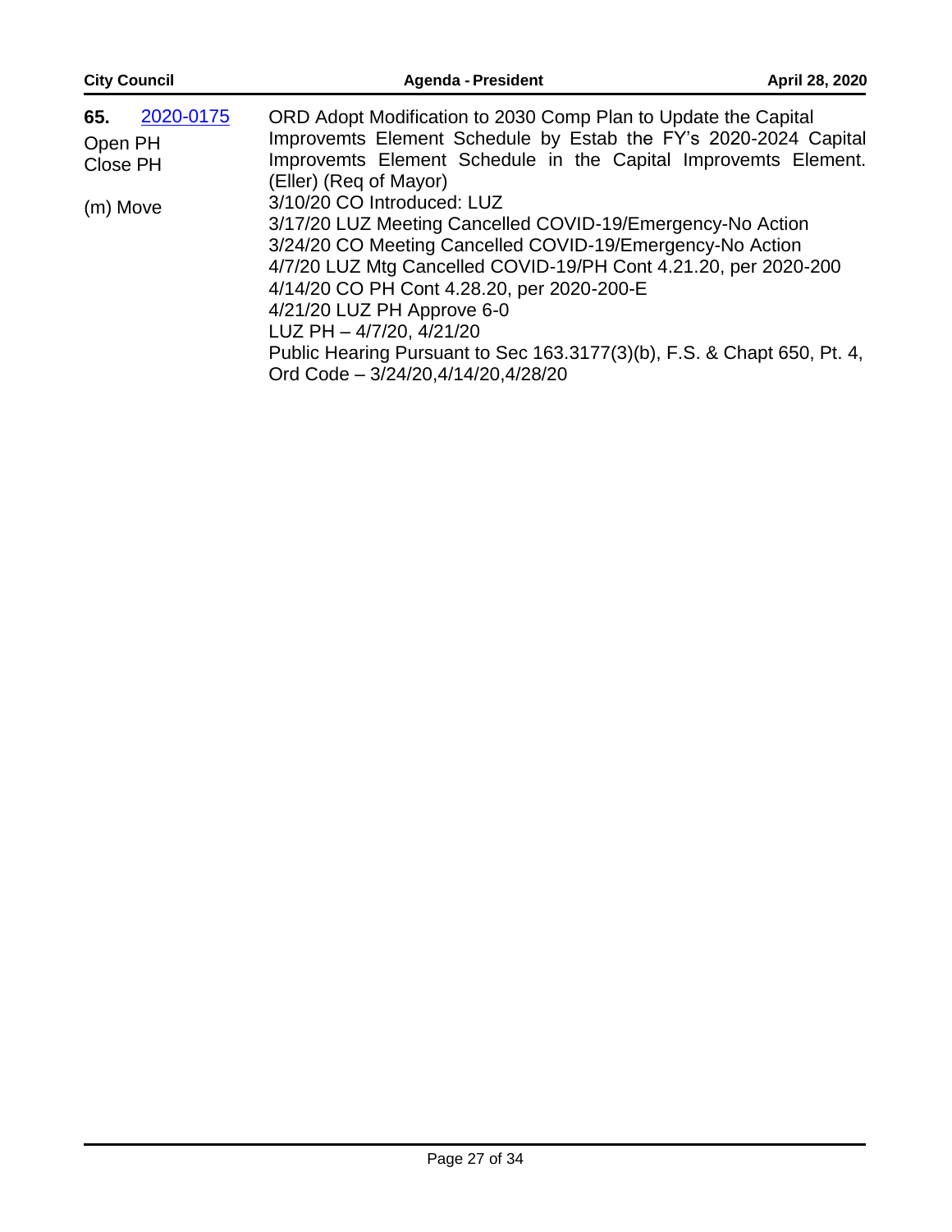**65.** [2020-0175]

Open PH

Close PH

(m) Move

ORD Adopt Modification to 2030 Comp Plan to Update the Capital Improvemts Element Schedule by Estab the FY's 2020-2024 Capital Improvemts Element Schedule in the Capital Improvemts Element. (Eller) (Req of Mayor)

3/10/20 CO Introduced: LUZ

3/17/20 LUZ Meeting Cancelled COVID-19/Emergency-No Action

3/24/20 CO Meeting Cancelled COVID-19/Emergency-No Action

4/7/20 LUZ Mtg Cancelled COVID-19/PH Cont 4.21.20, per 2020-200

4/14/20 CO PH Cont 4.28.20, per 2020-200-E

4/21/20 LUZ PH Approve 6-0

LUZ PH – 4/7/20, 4/21/20

Public Hearing Pursuant to Sec 163.3177(3)(b), F.S. & Chapt 650, Pt. 4, Ord Code – 3/24/20,4/14/20,4/28/20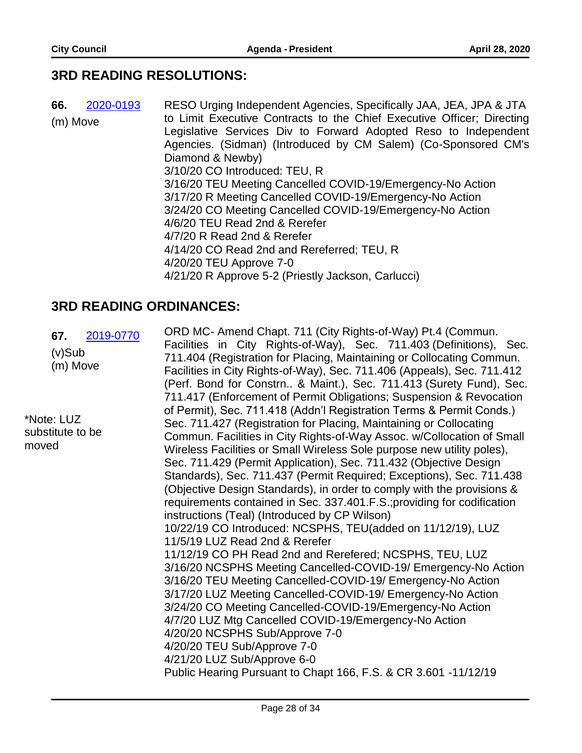## 3RD READING RESOLUTIONS:

**66.** 2020-0193

(m) Move

RESO Urging Independent Agencies, Specifically JAA, JEA, JPA & JTA to Limit Executive Contracts to the Chief Executive Officer; Directing Legislative Services Div to Forward Adopted Reso to Independent Agencies. (Sidman) (Introduced by CM Salem) (Co-Sponsored CM's Diamond & Newby)
3/10/20 CO Introduced: TEU, R
3/16/20 TEU Meeting Cancelled COVID-19/Emergency-No Action
3/17/20 R Meeting Cancelled COVID-19/Emergency-No Action
3/24/20 CO Meeting Cancelled COVID-19/Emergency-No Action
4/6/20 TEU Read 2nd & Rerefer
4/7/20 R Read 2nd & Rerefer
4/14/20 CO Read 2nd and Rereferred; TEU, R
4/20/20 TEU Approve 7-0
4/21/20 R Approve 5-2 (Priestly Jackson, Carlucci)

## 3RD READING ORDINANCES:

**67.** 2019-0770

(v)Sub
(m) Move

*Note: LUZ substitute to be moved

ORD MC- Amend Chapt. 711 (City Rights-of-Way) Pt.4 (Commun. Facilities in City Rights-of-Way), Sec. 711.403 (Definitions), Sec. 711.404 (Registration for Placing, Maintaining or Collocating Commun. Facilities in City Rights-of-Way), Sec. 711.406 (Appeals), Sec. 711.412 (Perf. Bond for Constrn.. & Maint.), Sec. 711.413 (Surety Fund), Sec. 711.417 (Enforcement of Permit Obligations; Suspension & Revocation of Permit), Sec. 711.418 (Addn'l Registration Terms & Permit Conds.) Sec. 711.427 (Registration for Placing, Maintaining or Collocating Commun. Facilities in City Rights-of-Way Assoc. w/Collocation of Small Wireless Facilities or Small Wireless Sole purpose new utility poles), Sec. 711.429 (Permit Application), Sec. 711.432 (Objective Design Standards), Sec. 711.437 (Permit Required; Exceptions), Sec. 711.438 (Objective Design Standards), in order to comply with the provisions & requirements contained in Sec. 337.401.F.S.;providing for codification instructions (Teal) (Introduced by CP Wilson)
10/22/19 CO Introduced: NCSPHS, TEU(added on 11/12/19), LUZ
11/5/19 LUZ Read 2nd & Rerefer
11/12/19 CO PH Read 2nd and Rerefered; NCSPHS, TEU, LUZ
3/16/20 NCSPHS Meeting Cancelled-COVID-19/ Emergency-No Action
3/16/20 TEU Meeting Cancelled-COVID-19/ Emergency-No Action
3/17/20 LUZ Meeting Cancelled-COVID-19/ Emergency-No Action
3/24/20 CO Meeting Cancelled-COVID-19/Emergency-No Action
4/7/20 LUZ Mtg Cancelled COVID-19/Emergency-No Action
4/20/20 NCSPHS Sub/Approve 7-0
4/20/20 TEU Sub/Approve 7-0
4/21/20 LUZ Sub/Approve 6-0
Public Hearing Pursuant to Chapt 166, F.S. & CR 3.601 -11/12/19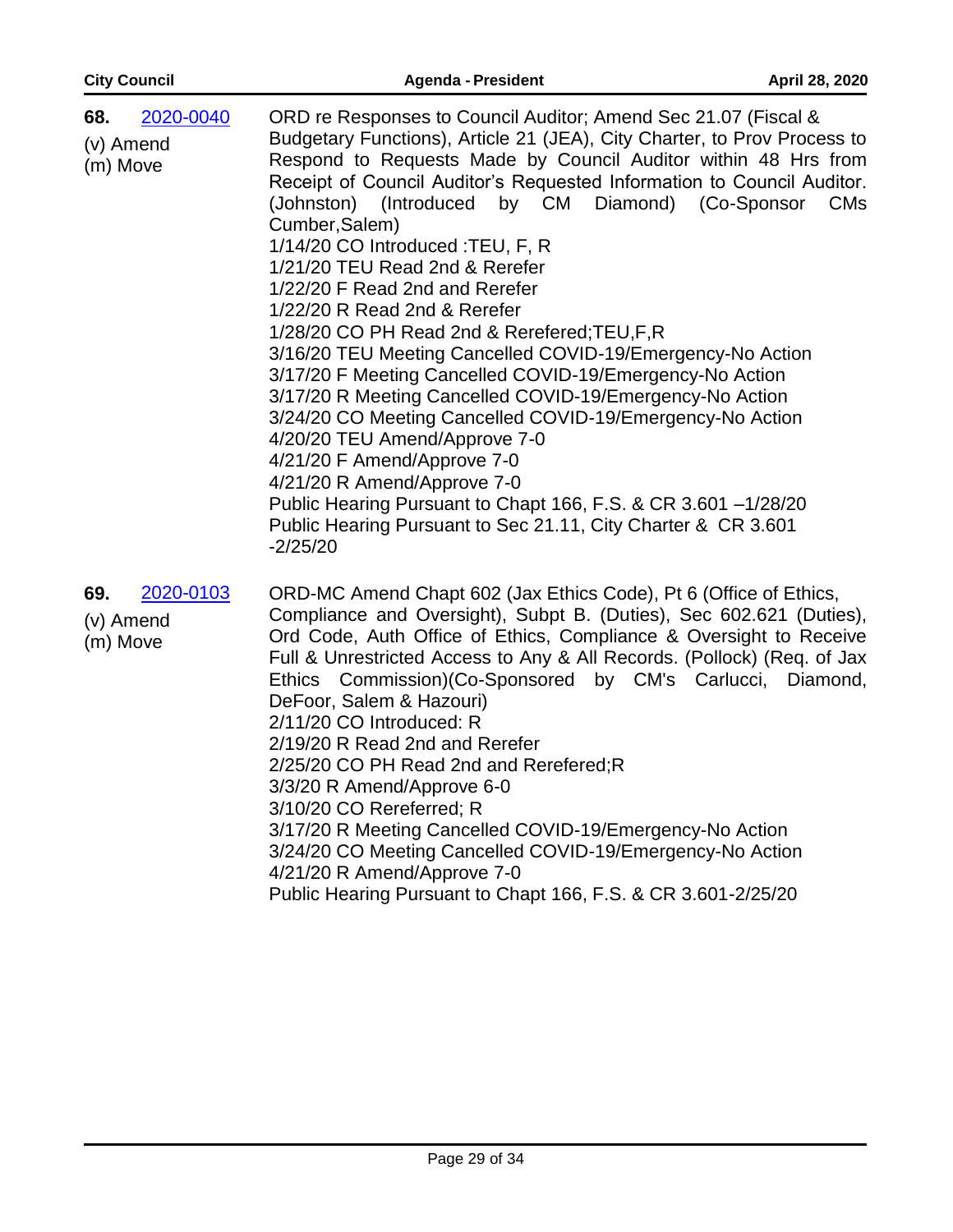**68.** [2020-0040](2020-0040)

(v) Amend
(m) Move

ORD re Responses to Council Auditor; Amend Sec 21.07 (Fiscal & Budgetary Functions), Article 21 (JEA), City Charter, to Prov Process to Respond to Requests Made by Council Auditor within 48 Hrs from Receipt of Council Auditor's Requested Information to Council Auditor. (Johnston) (Introduced by CM Diamond) (Co-Sponsor CMs Cumber,Salem)

1/14/20 CO Introduced :TEU, F, R
1/21/20 TEU Read 2nd & Rerefer
1/22/20 F Read 2nd and Rerefer
1/22/20 R Read 2nd & Rerefer
1/28/20 CO PH Read 2nd & Rerefered;TEU,F,R
3/16/20 TEU Meeting Cancelled COVID-19/Emergency-No Action
3/17/20 F Meeting Cancelled COVID-19/Emergency-No Action
3/17/20 R Meeting Cancelled COVID-19/Emergency-No Action
3/24/20 CO Meeting Cancelled COVID-19/Emergency-No Action
4/20/20 TEU Amend/Approve 7-0
4/21/20 F Amend/Approve 7-0
4/21/20 R Amend/Approve 7-0
Public Hearing Pursuant to Chapt 166, F.S. & CR 3.601 –1/28/20
Public Hearing Pursuant to Sec 21.11, City Charter & CR 3.601 -2/25/20

**69.** [2020-0103](2020-0103)

(v) Amend
(m) Move

ORD-MC Amend Chapt 602 (Jax Ethics Code), Pt 6 (Office of Ethics, Compliance and Oversight), Subpt B. (Duties), Sec 602.621 (Duties), Ord Code, Auth Office of Ethics, Compliance & Oversight to Receive Full & Unrestricted Access to Any & All Records. (Pollock) (Req. of Jax Ethics Commission)(Co-Sponsored by CM's Carlucci, Diamond, DeFoor, Salem & Hazouri)

2/11/20 CO Introduced: R
2/19/20 R Read 2nd and Rerefer
2/25/20 CO PH Read 2nd and Rerefered;R
3/3/20 R Amend/Approve 6-0
3/10/20 CO Rereferred; R
3/17/20 R Meeting Cancelled COVID-19/Emergency-No Action
3/24/20 CO Meeting Cancelled COVID-19/Emergency-No Action
4/21/20 R Amend/Approve 7-0
Public Hearing Pursuant to Chapt 166, F.S. & CR 3.601-2/25/20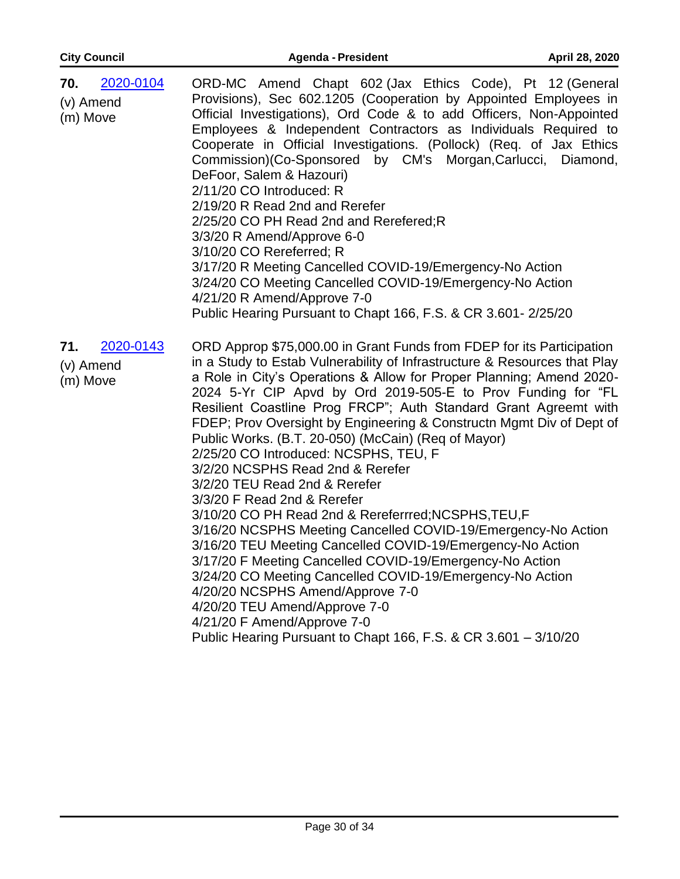**70.** [2020-0104](2020-0104)
(v) Amend
(m) Move

ORD-MC Amend Chapt 602 (Jax Ethics Code), Pt 12 (General Provisions), Sec 602.1205 (Cooperation by Appointed Employees in Official Investigations), Ord Code & to add Officers, Non-Appointed Employees & Independent Contractors as Individuals Required to Cooperate in Official Investigations. (Pollock) (Req. of Jax Ethics Commission)(Co-Sponsored by CM's Morgan,Carlucci, Diamond, DeFoor, Salem & Hazouri)
2/11/20 CO Introduced: R
2/19/20 R Read 2nd and Rerefer
2/25/20 CO PH Read 2nd and Rerefered;R
3/3/20 R Amend/Approve 6-0
3/10/20 CO Rereferred; R
3/17/20 R Meeting Cancelled COVID-19/Emergency-No Action
3/24/20 CO Meeting Cancelled COVID-19/Emergency-No Action
4/21/20 R Amend/Approve 7-0
Public Hearing Pursuant to Chapt 166, F.S. & CR 3.601- 2/25/20

**71.** [2020-0143](2020-0143)
(v) Amend
(m) Move

ORD Approp $75,000.00 in Grant Funds from FDEP for its Participation in a Study to Estab Vulnerability of Infrastructure & Resources that Play a Role in City's Operations & Allow for Proper Planning; Amend 2020-2024 5-Yr CIP Apvd by Ord 2019-505-E to Prov Funding for "FL Resilient Coastline Prog FRCP"; Auth Standard Grant Agreemt with FDEP; Prov Oversight by Engineering & Constructn Mgmt Div of Dept of Public Works. (B.T. 20-050) (McCain) (Req of Mayor)
2/25/20 CO Introduced: NCSPHS, TEU, F
3/2/20 NCSPHS Read 2nd & Rerefer
3/2/20 TEU Read 2nd & Rerefer
3/3/20 F Read 2nd & Rerefer
3/10/20 CO PH Read 2nd & Rereferrred;NCSPHS,TEU,F
3/16/20 NCSPHS Meeting Cancelled COVID-19/Emergency-No Action
3/16/20 TEU Meeting Cancelled COVID-19/Emergency-No Action
3/17/20 F Meeting Cancelled COVID-19/Emergency-No Action
3/24/20 CO Meeting Cancelled COVID-19/Emergency-No Action
4/20/20 NCSPHS Amend/Approve 7-0
4/20/20 TEU Amend/Approve 7-0
4/21/20 F Amend/Approve 7-0
Public Hearing Pursuant to Chapt 166, F.S. & CR 3.601 – 3/10/20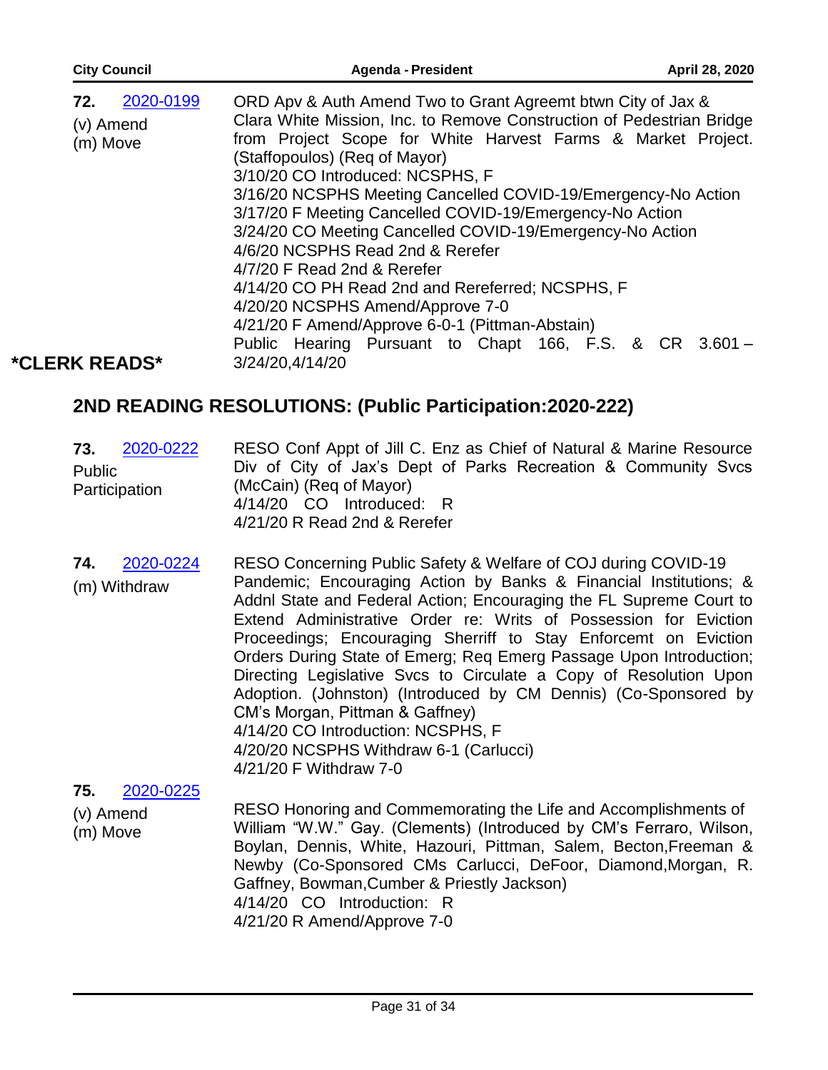**72.** [2020-0199](2020-0199)

(v) Amend
(m) Move

ORD Apv & Auth Amend Two to Grant Agreemt btwn City of Jax & Clara White Mission, Inc. to Remove Construction of Pedestrian Bridge from Project Scope for White Harvest Farms & Market Project. (Staffopoulos) (Req of Mayor)
3/10/20 CO Introduced: NCSPHS, F
3/16/20 NCSPHS Meeting Cancelled COVID-19/Emergency-No Action
3/17/20 F Meeting Cancelled COVID-19/Emergency-No Action
3/24/20 CO Meeting Cancelled COVID-19/Emergency-No Action
4/6/20 NCSPHS Read 2nd & Rerefer
4/7/20 F Read 2nd & Rerefer
4/14/20 CO PH Read 2nd and Rereferred; NCSPHS, F
4/20/20 NCSPHS Amend/Approve 7-0
4/21/20 F Amend/Approve 6-0-1 (Pittman-Abstain)
Public Hearing Pursuant to Chapt 166, F.S. & CR 3.601 – 3/24/20,4/14/20

**\*CLERK READS\***

## 2ND READING RESOLUTIONS: (Public Participation:2020-222)

**73.** [2020-0222](2020-0222)

Public Participation

RESO Conf Appt of Jill C. Enz as Chief of Natural & Marine Resource Div of City of Jax's Dept of Parks Recreation & Community Svcs (McCain) (Req of Mayor)
4/14/20 CO Introduced: R
4/21/20 R Read 2nd & Rerefer

**74.** [2020-0224](2020-0224)

(m) Withdraw

RESO Concerning Public Safety & Welfare of COJ during COVID-19 Pandemic; Encouraging Action by Banks & Financial Institutions; & Addnl State and Federal Action; Encouraging the FL Supreme Court to Extend Administrative Order re: Writs of Possession for Eviction Proceedings; Encouraging Sherriff to Stay Enforcemt on Eviction Orders During State of Emerg; Req Emerg Passage Upon Introduction; Directing Legislative Svcs to Circulate a Copy of Resolution Upon Adoption. (Johnston) (Introduced by CM Dennis) (Co-Sponsored by CM's Morgan, Pittman & Gaffney)
4/14/20 CO Introduction: NCSPHS, F
4/20/20 NCSPHS Withdraw 6-1 (Carlucci)
4/21/20 F Withdraw 7-0

**75.** [2020-0225](2020-0225)

(v) Amend
(m) Move

RESO Honoring and Commemorating the Life and Accomplishments of William "W.W." Gay. (Clements) (Introduced by CM's Ferraro, Wilson, Boylan, Dennis, White, Hazouri, Pittman, Salem, Becton,Freeman & Newby (Co-Sponsored CMs Carlucci, DeFoor, Diamond,Morgan, R. Gaffney, Bowman,Cumber & Priestly Jackson)
4/14/20 CO Introduction: R
4/21/20 R Amend/Approve 7-0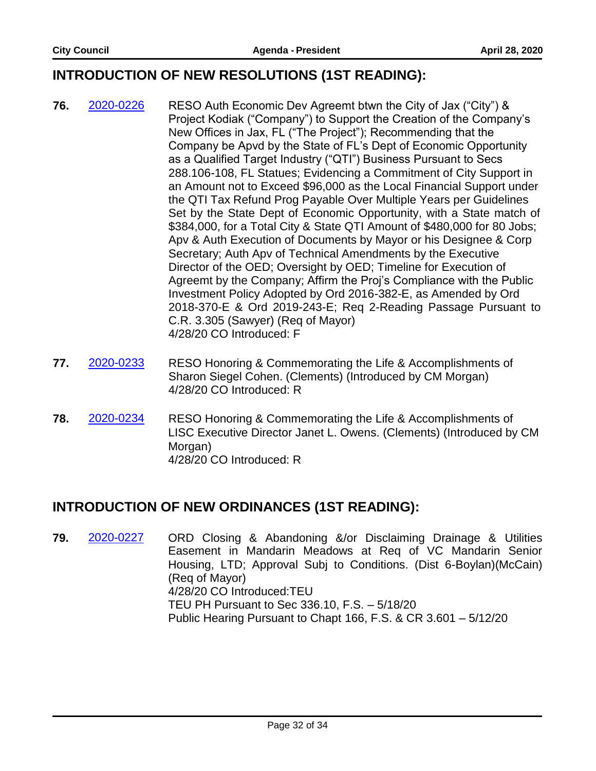## INTRODUCTION OF NEW RESOLUTIONS (1ST READING):

**76.** [2020-0226] RESO Auth Economic Dev Agreemt btwn the City of Jax ("City") & Project Kodiak ("Company") to Support the Creation of the Company's New Offices in Jax, FL ("The Project"); Recommending that the Company be Apvd by the State of FL's Dept of Economic Opportunity as a Qualified Target Industry ("QTI") Business Pursuant to Secs 288.106-108, FL Statues; Evidencing a Commitment of City Support in an Amount not to Exceed $96,000 as the Local Financial Support under the QTI Tax Refund Prog Payable Over Multiple Years per Guidelines Set by the State Dept of Economic Opportunity, with a State match of $384,000, for a Total City & State QTI Amount of $480,000 for 80 Jobs; Apv & Auth Execution of Documents by Mayor or his Designee & Corp Secretary; Auth Apv of Technical Amendments by the Executive Director of the OED; Oversight by OED; Timeline for Execution of Agreemt by the Company; Affirm the Proj's Compliance with the Public Investment Policy Adopted by Ord 2016-382-E, as Amended by Ord 2018-370-E & Ord 2019-243-E; Req 2-Reading Passage Pursuant to C.R. 3.305 (Sawyer) (Req of Mayor)
4/28/20 CO Introduced: F

**77.** [2020-0233] RESO Honoring & Commemorating the Life & Accomplishments of Sharon Siegel Cohen. (Clements) (Introduced by CM Morgan)
4/28/20 CO Introduced: R

**78.** [2020-0234] RESO Honoring & Commemorating the Life & Accomplishments of LISC Executive Director Janet L. Owens. (Clements) (Introduced by CM Morgan)
4/28/20 CO Introduced: R

## INTRODUCTION OF NEW ORDINANCES (1ST READING):

**79.** [2020-0227] ORD Closing & Abandoning &/or Disclaiming Drainage & Utilities Easement in Mandarin Meadows at Req of VC Mandarin Senior Housing, LTD; Approval Subj to Conditions. (Dist 6-Boylan)(McCain) (Req of Mayor)
4/28/20 CO Introduced:TEU
TEU PH Pursuant to Sec 336.10, F.S. – 5/18/20
Public Hearing Pursuant to Chapt 166, F.S. & CR 3.601 – 5/12/20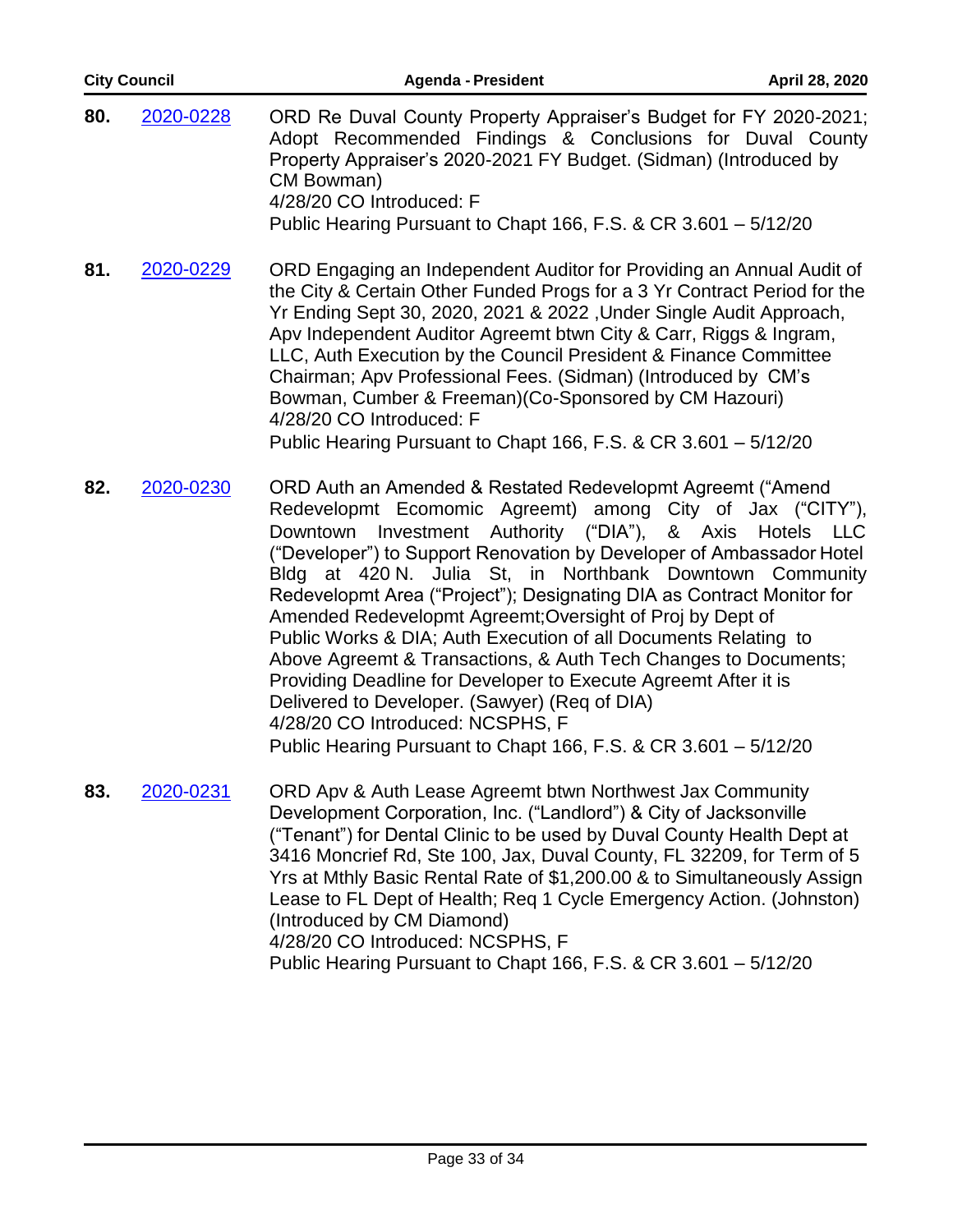**80.** [2020-0228](#)

ORD Re Duval County Property Appraiser's Budget for FY 2020-2021; Adopt Recommended Findings & Conclusions for Duval County Property Appraiser's 2020-2021 FY Budget. (Sidman) (Introduced by CM Bowman)
4/28/20 CO Introduced: F
Public Hearing Pursuant to Chapt 166, F.S. & CR 3.601 – 5/12/20

**81.** [2020-0229](#)

ORD Engaging an Independent Auditor for Providing an Annual Audit of the City & Certain Other Funded Progs for a 3 Yr Contract Period for the Yr Ending Sept 30, 2020, 2021 & 2022 ,Under Single Audit Approach, Apv Independent Auditor Agreemt btwn City & Carr, Riggs & Ingram, LLC, Auth Execution by the Council President & Finance Committee Chairman; Apv Professional Fees. (Sidman) (Introduced by CM's Bowman, Cumber & Freeman)(Co-Sponsored by CM Hazouri)
4/28/20 CO Introduced: F
Public Hearing Pursuant to Chapt 166, F.S. & CR 3.601 – 5/12/20

**82.** [2020-0230](#)

ORD Auth an Amended & Restated Redevelopmt Agreemt ("Amend Redevelopmt Ecomomic Agreemt) among City of Jax ("CITY"), Downtown Investment Authority ("DIA"), & Axis Hotels LLC ("Developer") to Support Renovation by Developer of Ambassador Hotel Bldg at 420 N. Julia St, in Northbank Downtown Community Redevelopmt Area ("Project"); Designating DIA as Contract Monitor for Amended Redevelopmt Agreemt;Oversight of Proj by Dept of Public Works & DIA; Auth Execution of all Documents Relating to Above Agreemt & Transactions, & Auth Tech Changes to Documents; Providing Deadline for Developer to Execute Agreemt After it is Delivered to Developer. (Sawyer) (Req of DIA)
4/28/20 CO Introduced: NCSPHS, F
Public Hearing Pursuant to Chapt 166, F.S. & CR 3.601 – 5/12/20

**83.** [2020-0231](#)

ORD Apv & Auth Lease Agreemt btwn Northwest Jax Community Development Corporation, Inc. ("Landlord") & City of Jacksonville ("Tenant") for Dental Clinic to be used by Duval County Health Dept at 3416 Moncrief Rd, Ste 100, Jax, Duval County, FL 32209, for Term of 5 Yrs at Mthly Basic Rental Rate of $1,200.00 & to Simultaneously Assign Lease to FL Dept of Health; Req 1 Cycle Emergency Action. (Johnston) (Introduced by CM Diamond)
4/28/20 CO Introduced: NCSPHS, F
Public Hearing Pursuant to Chapt 166, F.S. & CR 3.601 – 5/12/20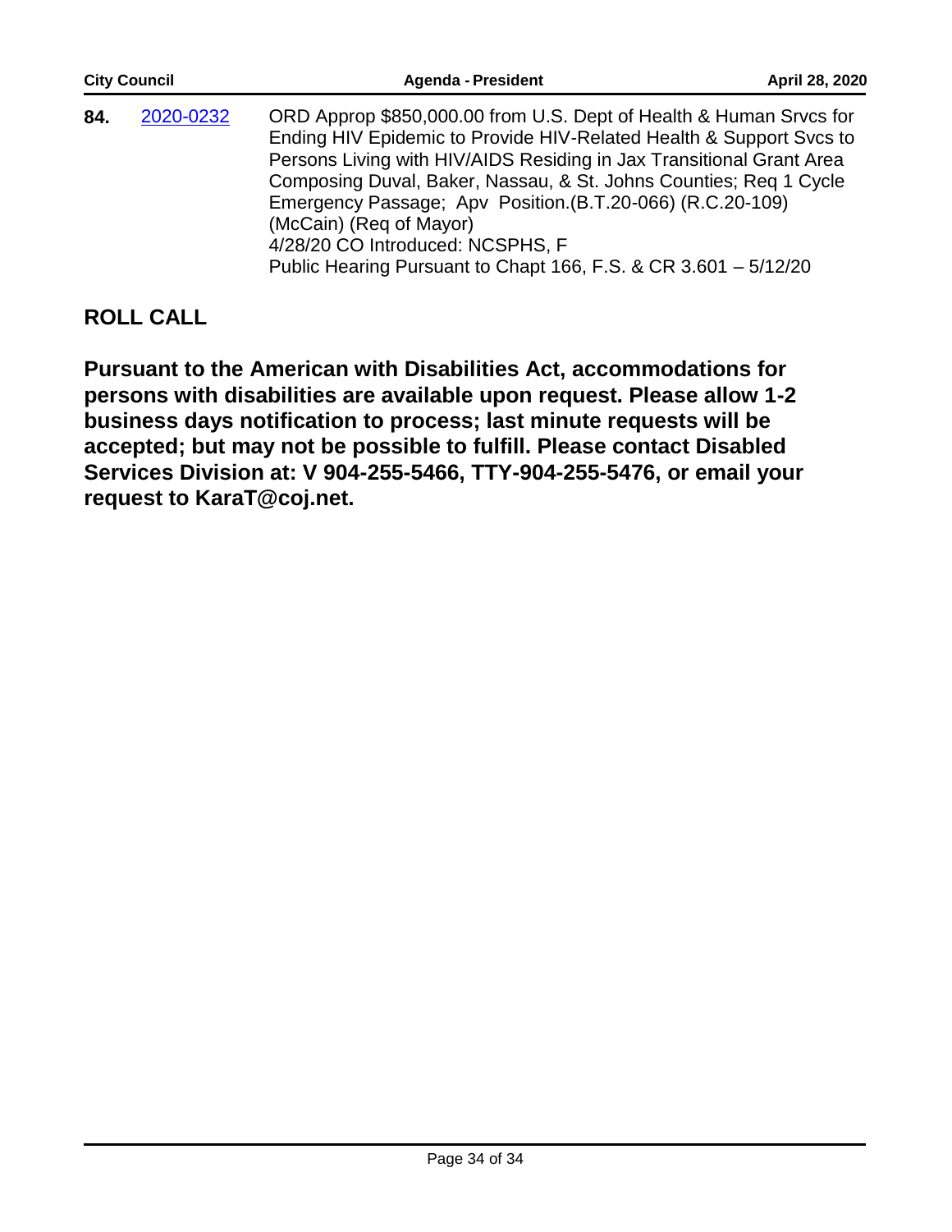**84.** 2020-0232 ORD Approp $850,000.00 from U.S. Dept of Health & Human Srvcs for Ending HIV Epidemic to Provide HIV-Related Health & Support Svcs to Persons Living with HIV/AIDS Residing in Jax Transitional Grant Area Composing Duval, Baker, Nassau, & St. Johns Counties; Req 1 Cycle Emergency Passage; Apv Position.(B.T.20-066) (R.C.20-109) (McCain) (Req of Mayor)
4/28/20 CO Introduced: NCSPHS, F
Public Hearing Pursuant to Chapt 166, F.S. & CR 3.601 – 5/12/20

## ROLL CALL

**Pursuant to the American with Disabilities Act, accommodations for persons with disabilities are available upon request. Please allow 1-2 business days notification to process; last minute requests will be accepted; but may not be possible to fulfill. Please contact Disabled Services Division at: V 904-255-5466, TTY-904-255-5476, or email your request to KaraT@coj.net.**